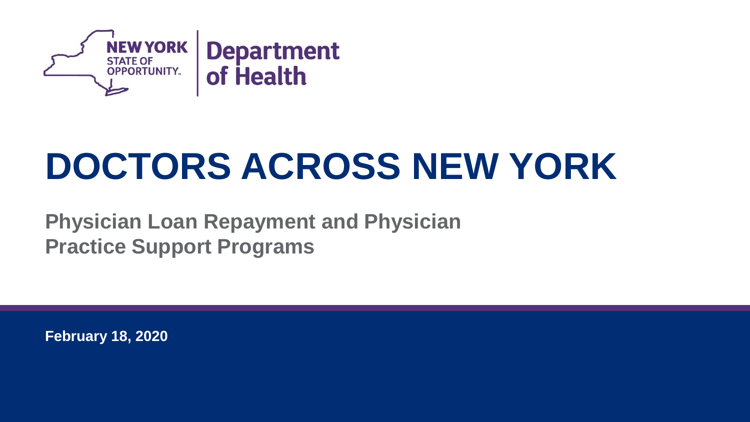NEW YORK STATE OF OPPORTUNITY. | Department of Health

# DOCTORS ACROSS NEW YORK

## Physician Loan Repayment and Physician Practice Support Programs

**February 18, 2020**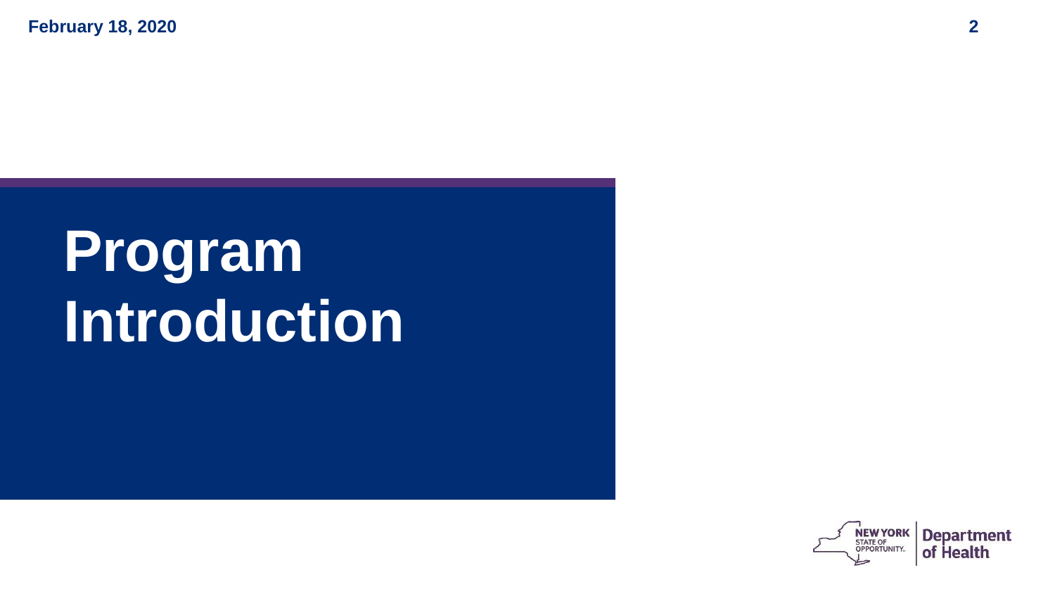# Program Introduction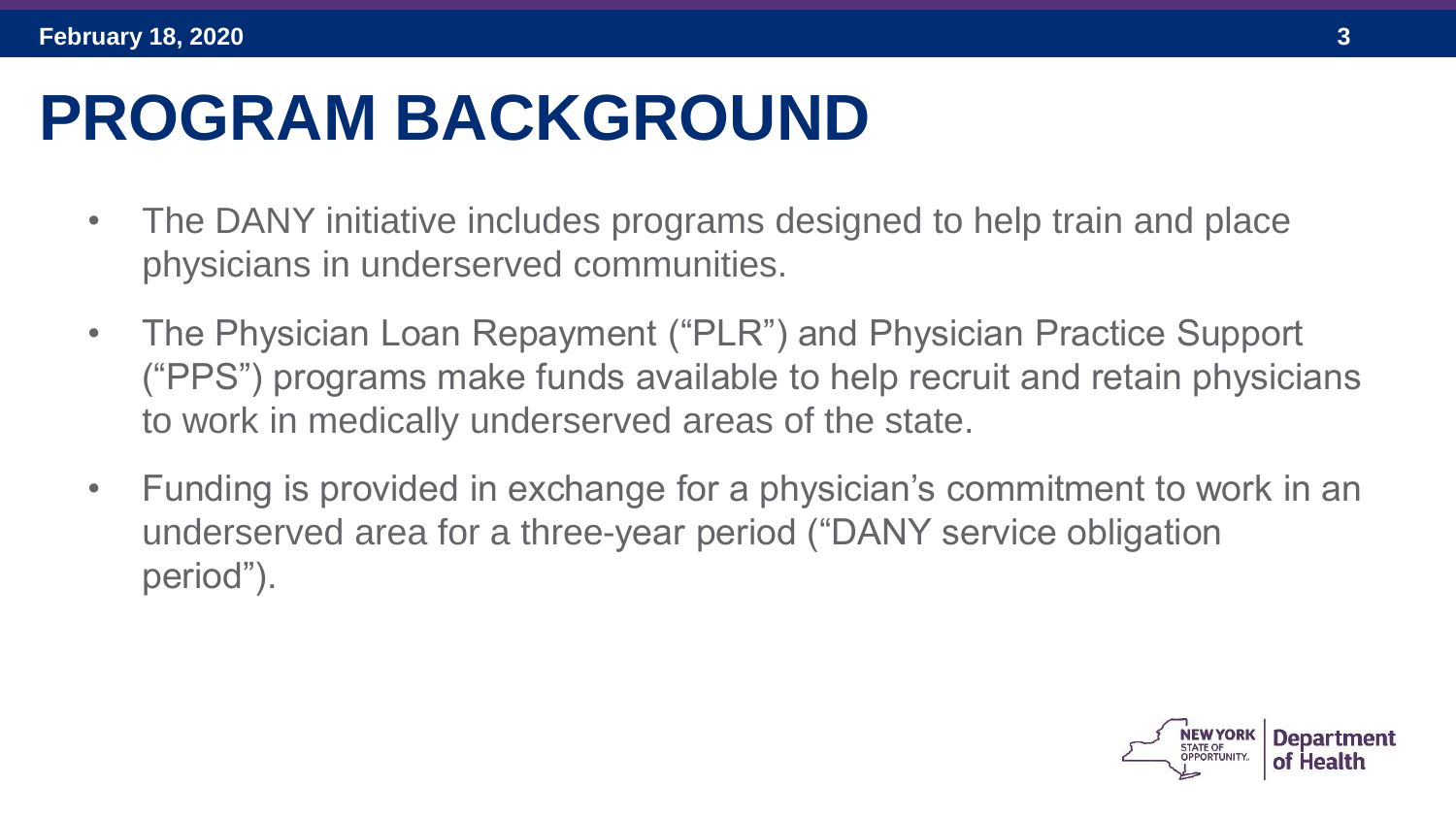# PROGRAM BACKGROUND

- The DANY initiative includes programs designed to help train and place physicians in underserved communities.
- The Physician Loan Repayment ("PLR") and Physician Practice Support ("PPS") programs make funds available to help recruit and retain physicians to work in medically underserved areas of the state.
- Funding is provided in exchange for a physician's commitment to work in an underserved area for a three-year period ("DANY service obligation period").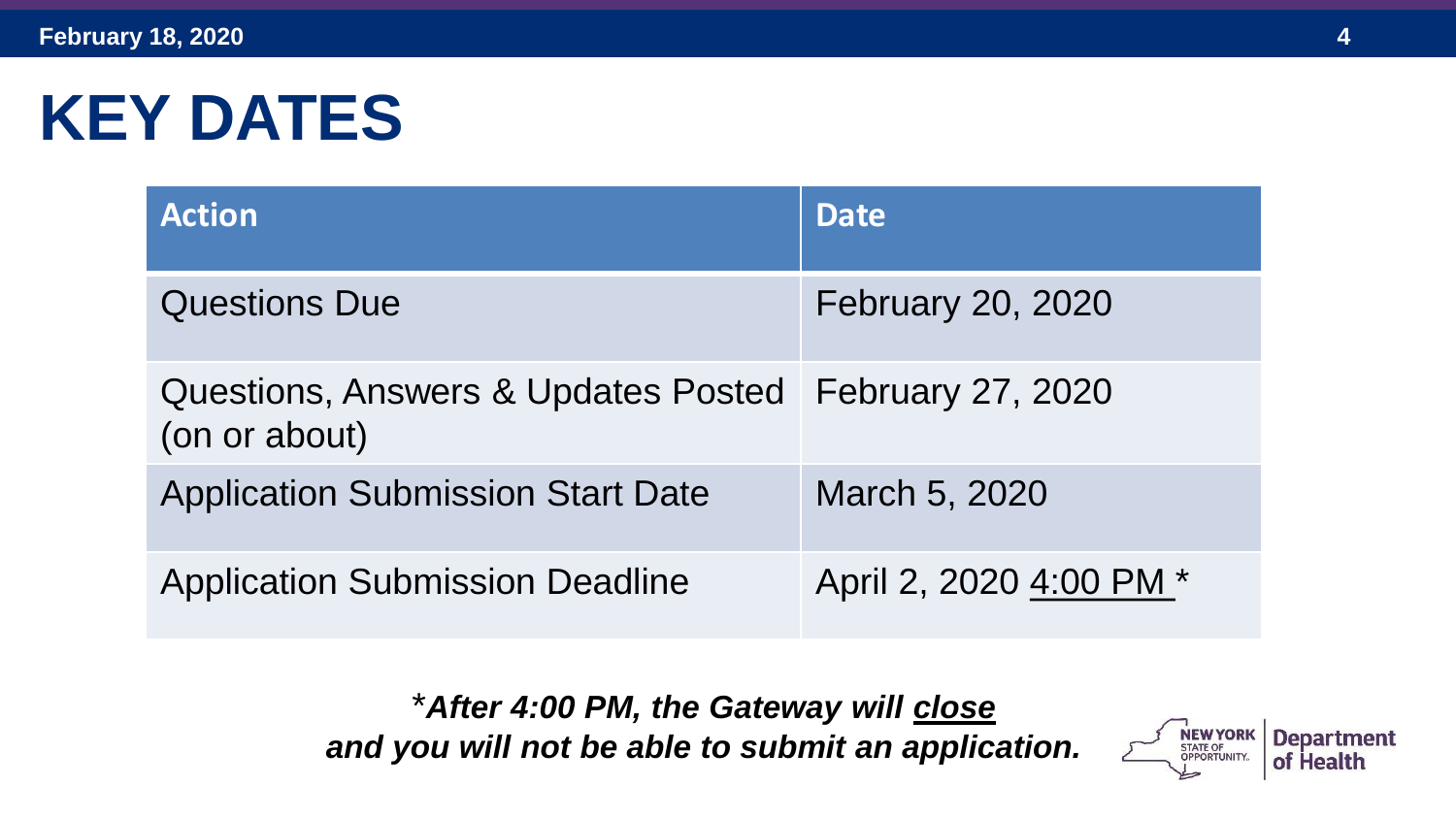# KEY DATES

| Action | Date |
| --- | --- |
| Questions Due | February 20, 2020 |
| Questions, Answers & Updates Posted (on or about) | February 27, 2020 |
| Application Submission Start Date | March 5, 2020 |
| Application Submission Deadline | April 2, 2020 4:00 PM * |

****After 4:00 PM, the Gateway will close and you will not be able to submit an application.***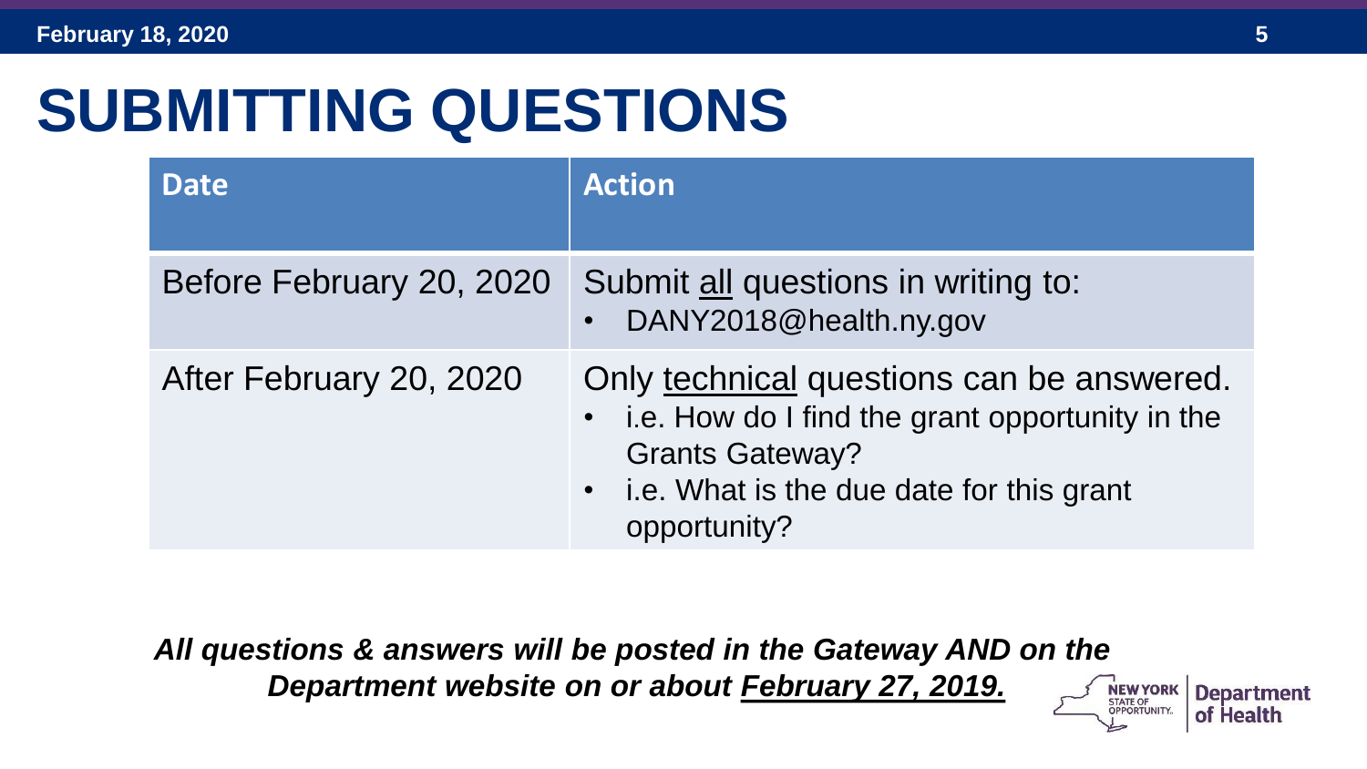# SUBMITTING QUESTIONS

| Date | Action |
| --- | --- |
| Before February 20, 2020 | Submit <u>all</u> questions in writing to: <br>• DANY2018@health.ny.gov |
| After February 20, 2020 | Only <u>technical</u> questions can be answered. <br>• i.e. How do I find the grant opportunity in the Grants Gateway? <br>• i.e. What is the due date for this grant opportunity? |

***All questions & answers will be posted in the Gateway AND on the Department website on or about <u>February 27, 2019.</u>***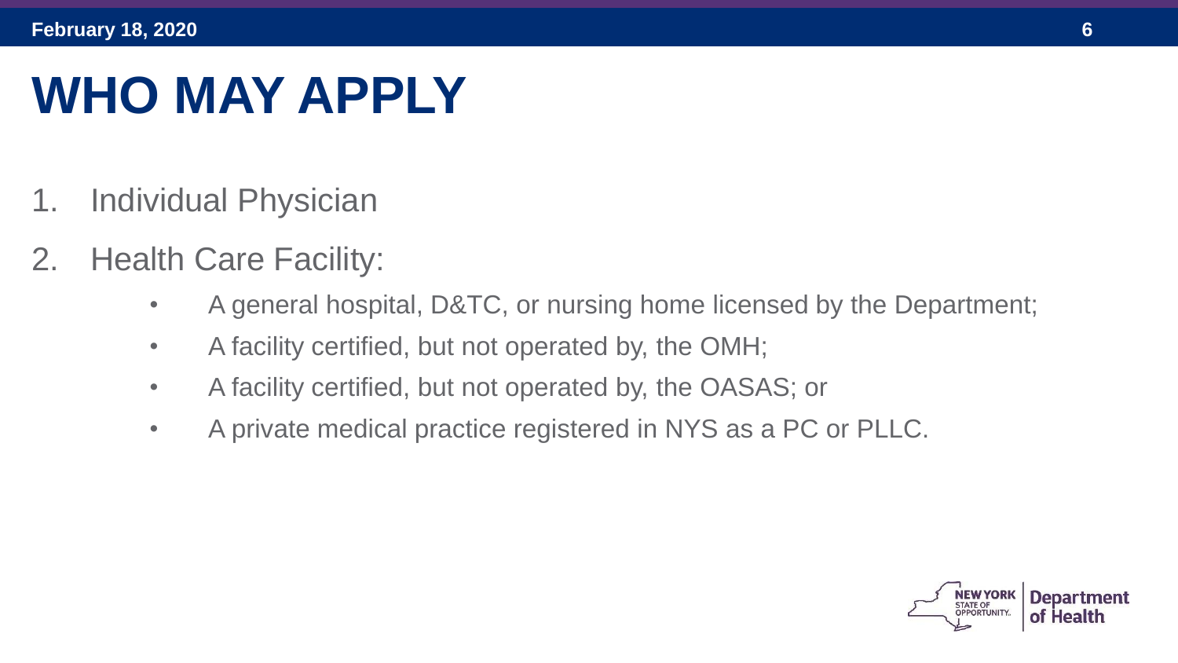# WHO MAY APPLY

1. Individual Physician
2. Health Care Facility:
   - A general hospital, D&TC, or nursing home licensed by the Department;
   - A facility certified, but not operated by, the OMH;
   - A facility certified, but not operated by, the OASAS; or
   - A private medical practice registered in NYS as a PC or PLLC.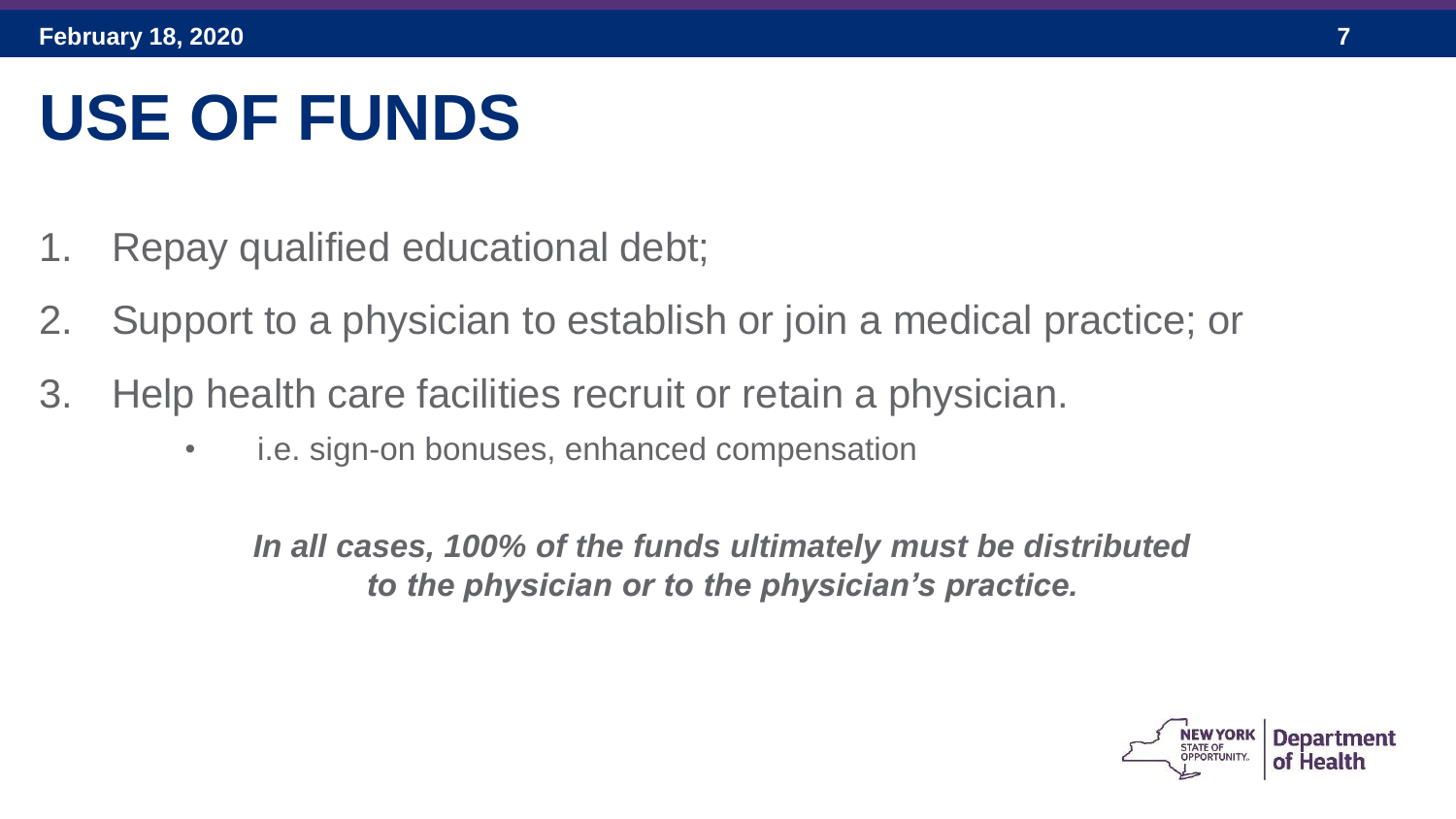# USE OF FUNDS

1. Repay qualified educational debt;
2. Support to a physician to establish or join a medical practice; or
3. Help health care facilities recruit or retain a physician.
   - i.e. sign-on bonuses, enhanced compensation

***In all cases, 100% of the funds ultimately must be distributed to the physician or to the physician's practice.***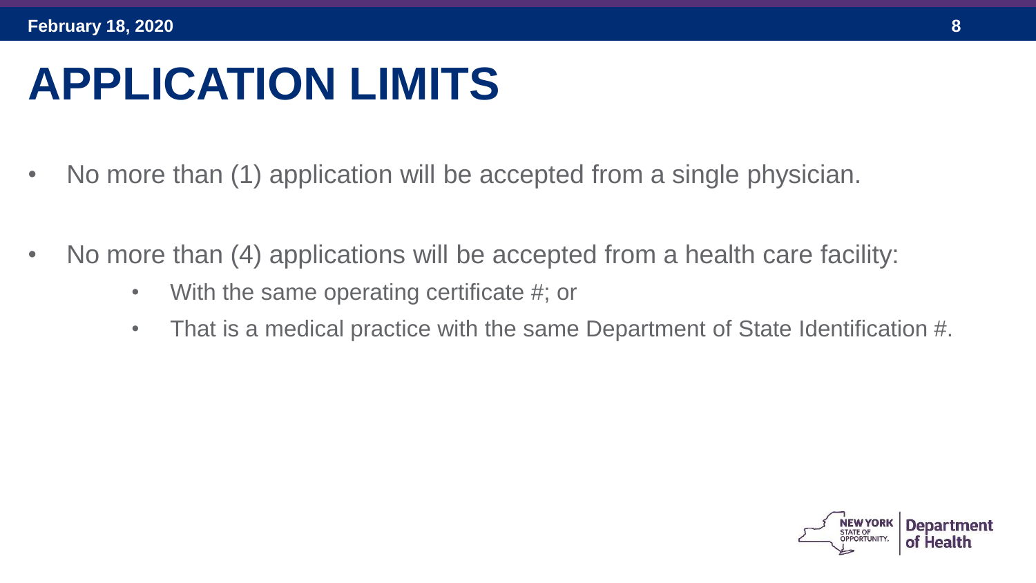# APPLICATION LIMITS

- No more than (1) application will be accepted from a single physician.
- No more than (4) applications will be accepted from a health care facility:
  - With the same operating certificate #; or
  - That is a medical practice with the same Department of State Identification #.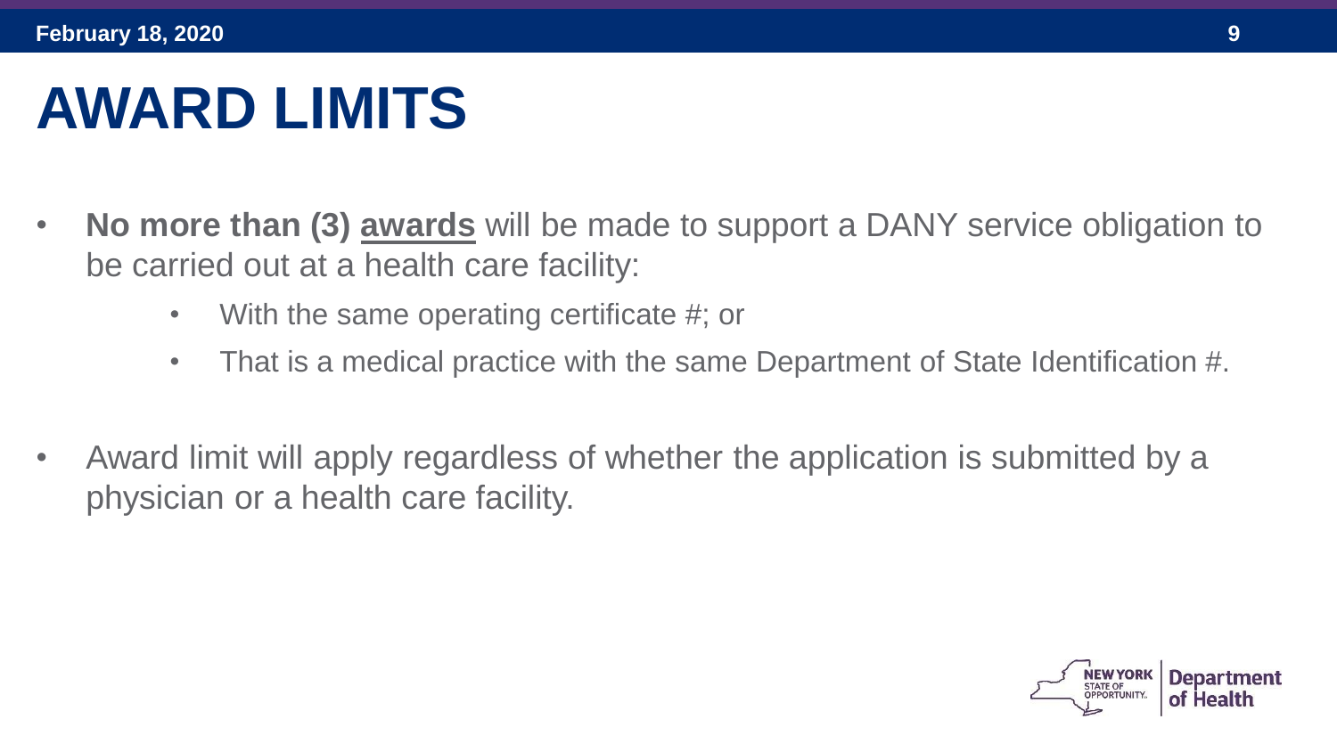# AWARD LIMITS

- **No more than (3) <u>awards</u>** will be made to support a DANY service obligation to be carried out at a health care facility:
  - With the same operating certificate #; or
  - That is a medical practice with the same Department of State Identification #.

- Award limit will apply regardless of whether the application is submitted by a physician or a health care facility.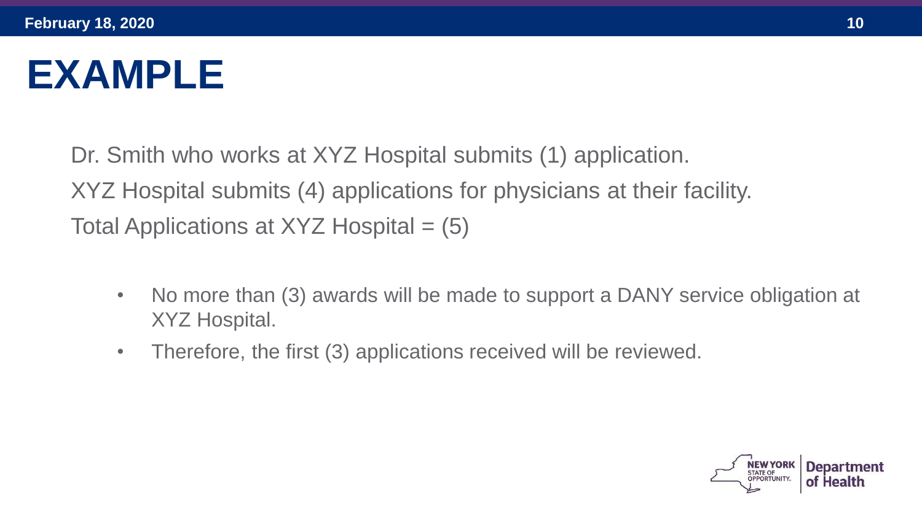# EXAMPLE

Dr. Smith who works at XYZ Hospital submits (1) application.

XYZ Hospital submits (4) applications for physicians at their facility.

Total Applications at XYZ Hospital = (5)

- No more than (3) awards will be made to support a DANY service obligation at XYZ Hospital.
- Therefore, the first (3) applications received will be reviewed.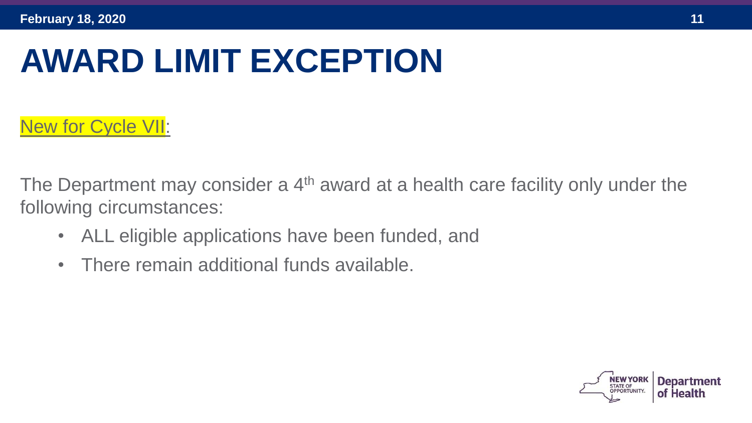# AWARD LIMIT EXCEPTION

New for Cycle VII:

The Department may consider a 4th award at a health care facility only under the following circumstances:

- ALL eligible applications have been funded, and
- There remain additional funds available.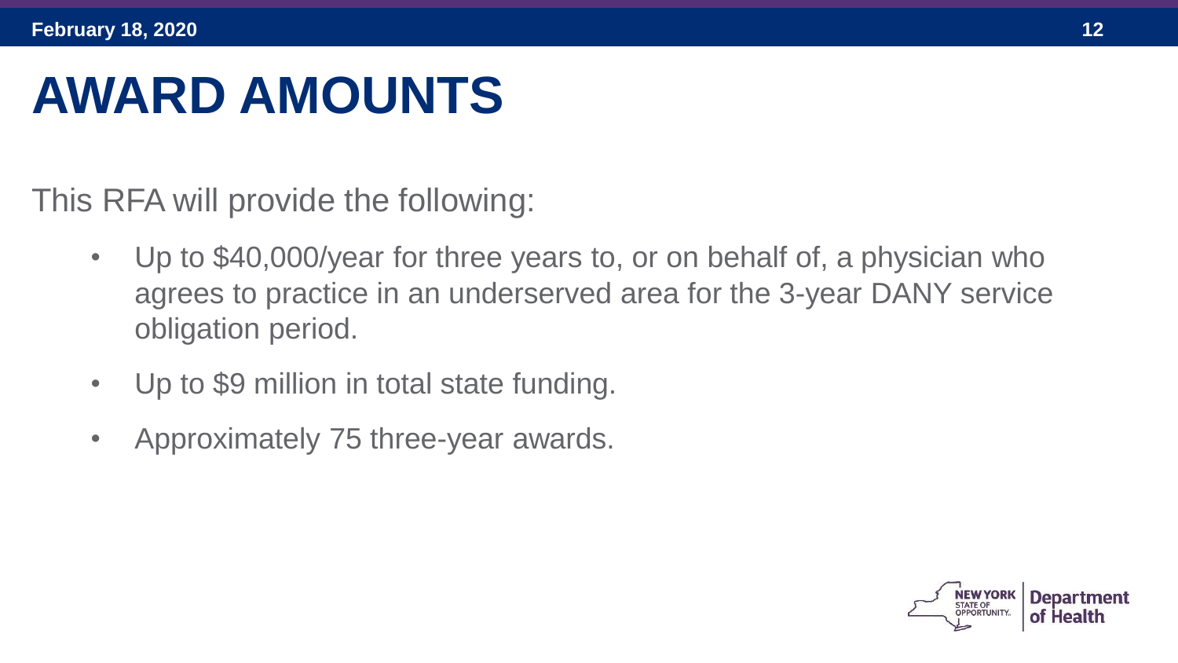# AWARD AMOUNTS

This RFA will provide the following:

- Up to $40,000/year for three years to, or on behalf of, a physician who agrees to practice in an underserved area for the 3-year DANY service obligation period.
- Up to $9 million in total state funding.
- Approximately 75 three-year awards.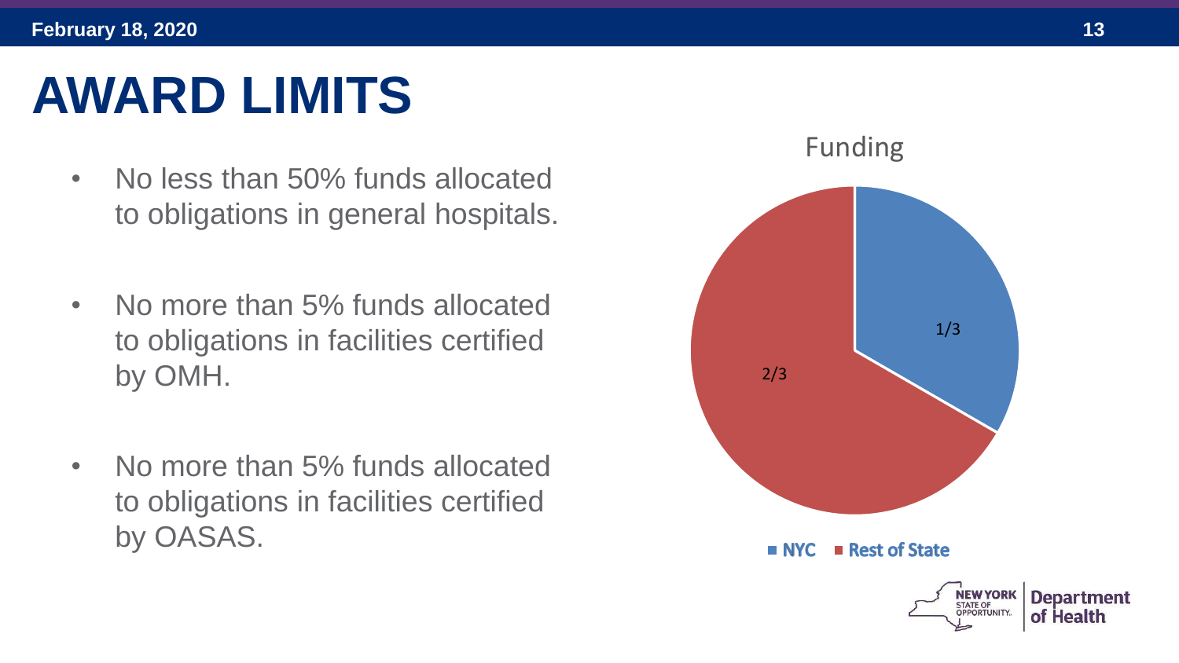# AWARD LIMITS

- No less than 50% funds allocated to obligations in general hospitals.
- No more than 5% funds allocated to obligations in facilities certified by OMH.
- No more than 5% funds allocated to obligations in facilities certified by OASAS.

Funding

| Region | Share |
|---|---|
| NYC | 1/3 |
| Rest of State | 2/3 |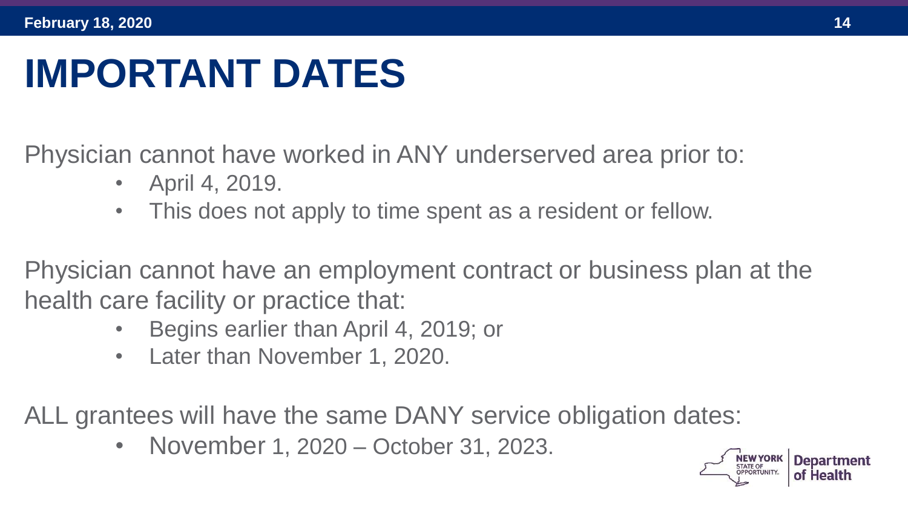# IMPORTANT DATES

Physician cannot have worked in ANY underserved area prior to:

- April 4, 2019.
- This does not apply to time spent as a resident or fellow.

Physician cannot have an employment contract or business plan at the health care facility or practice that:

- Begins earlier than April 4, 2019; or
- Later than November 1, 2020.

ALL grantees will have the same DANY service obligation dates:

- November 1, 2020 – October 31, 2023.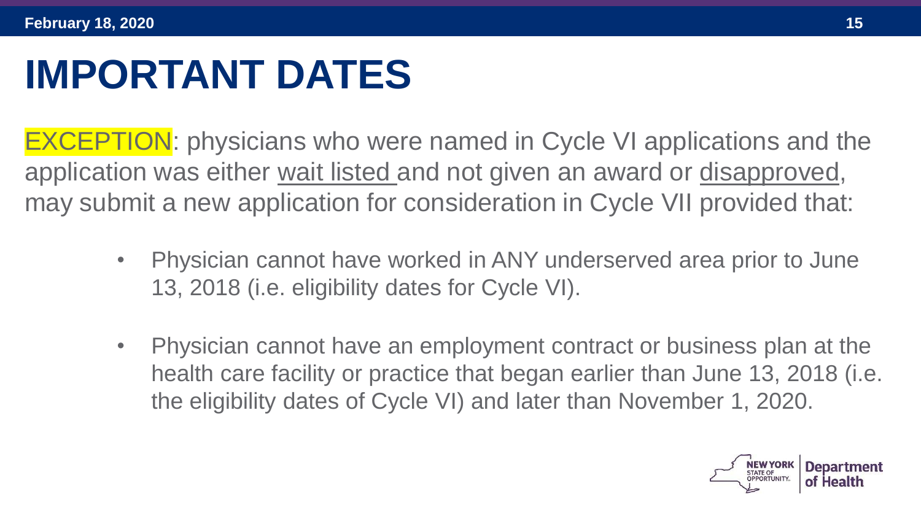# IMPORTANT DATES

EXCEPTION: physicians who were named in Cycle VI applications and the application was either wait listed and not given an award or disapproved, may submit a new application for consideration in Cycle VII provided that:

- Physician cannot have worked in ANY underserved area prior to June 13, 2018 (i.e. eligibility dates for Cycle VI).
- Physician cannot have an employment contract or business plan at the health care facility or practice that began earlier than June 13, 2018 (i.e. the eligibility dates of Cycle VI) and later than November 1, 2020.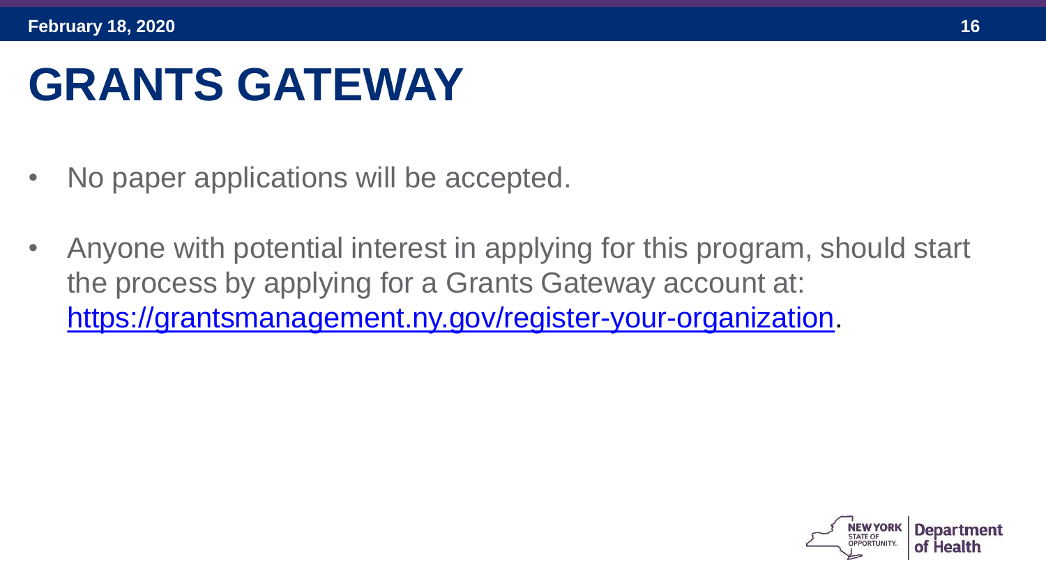# GRANTS GATEWAY

- No paper applications will be accepted.
- Anyone with potential interest in applying for this program, should start the process by applying for a Grants Gateway account at: [https://grantsmanagement.ny.gov/register-your-organization](https://grantsmanagement.ny.gov/register-your-organization).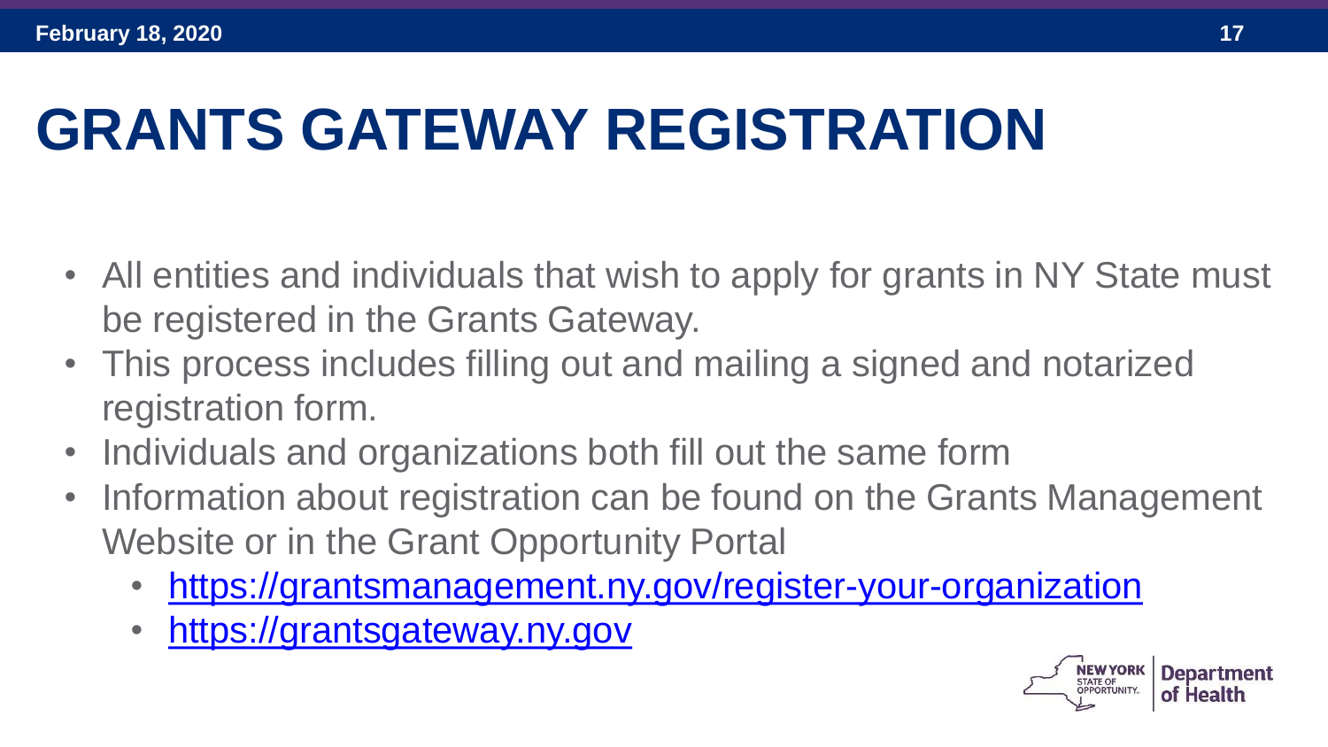# GRANTS GATEWAY REGISTRATION

- All entities and individuals that wish to apply for grants in NY State must be registered in the Grants Gateway.
- This process includes filling out and mailing a signed and notarized registration form.
- Individuals and organizations both fill out the same form
- Information about registration can be found on the Grants Management Website or in the Grant Opportunity Portal
  - https://grantsmanagement.ny.gov/register-your-organization
  - https://grantsgateway.ny.gov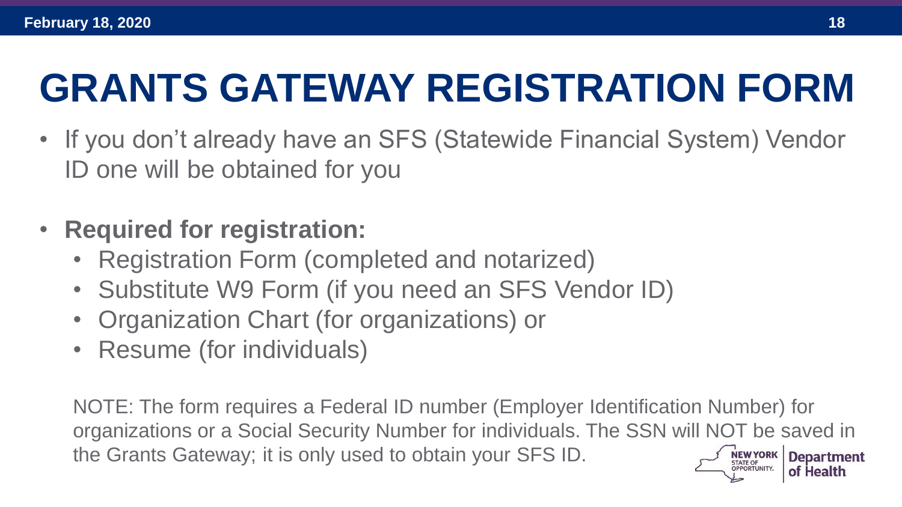# GRANTS GATEWAY REGISTRATION FORM

- If you don't already have an SFS (Statewide Financial System) Vendor ID one will be obtained for you

- **Required for registration:**
  - Registration Form (completed and notarized)
  - Substitute W9 Form (if you need an SFS Vendor ID)
  - Organization Chart (for organizations) or
  - Resume (for individuals)

NOTE: The form requires a Federal ID number (Employer Identification Number) for organizations or a Social Security Number for individuals. The SSN will NOT be saved in the Grants Gateway; it is only used to obtain your SFS ID.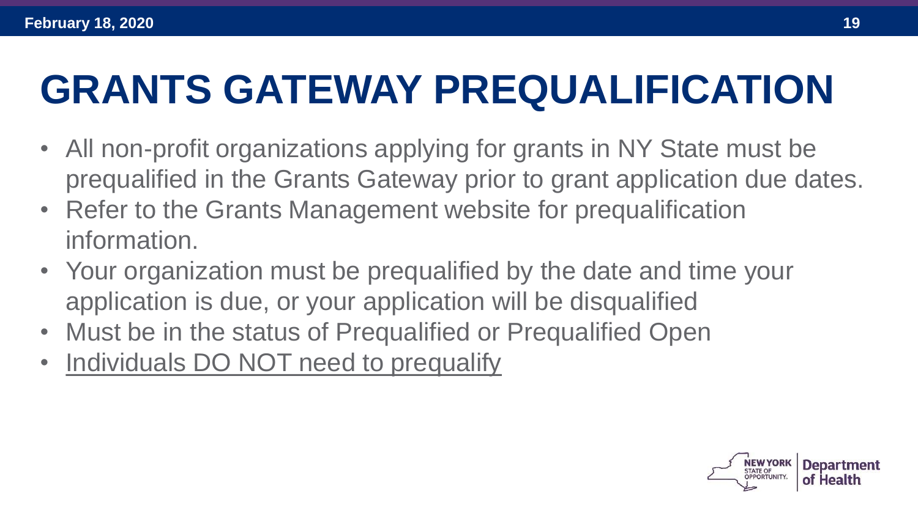# GRANTS GATEWAY PREQUALIFICATION

- All non-profit organizations applying for grants in NY State must be prequalified in the Grants Gateway prior to grant application due dates.
- Refer to the Grants Management website for prequalification information.
- Your organization must be prequalified by the date and time your application is due, or your application will be disqualified
- Must be in the status of Prequalified or Prequalified Open
- <u>Individuals DO NOT need to prequalify</u>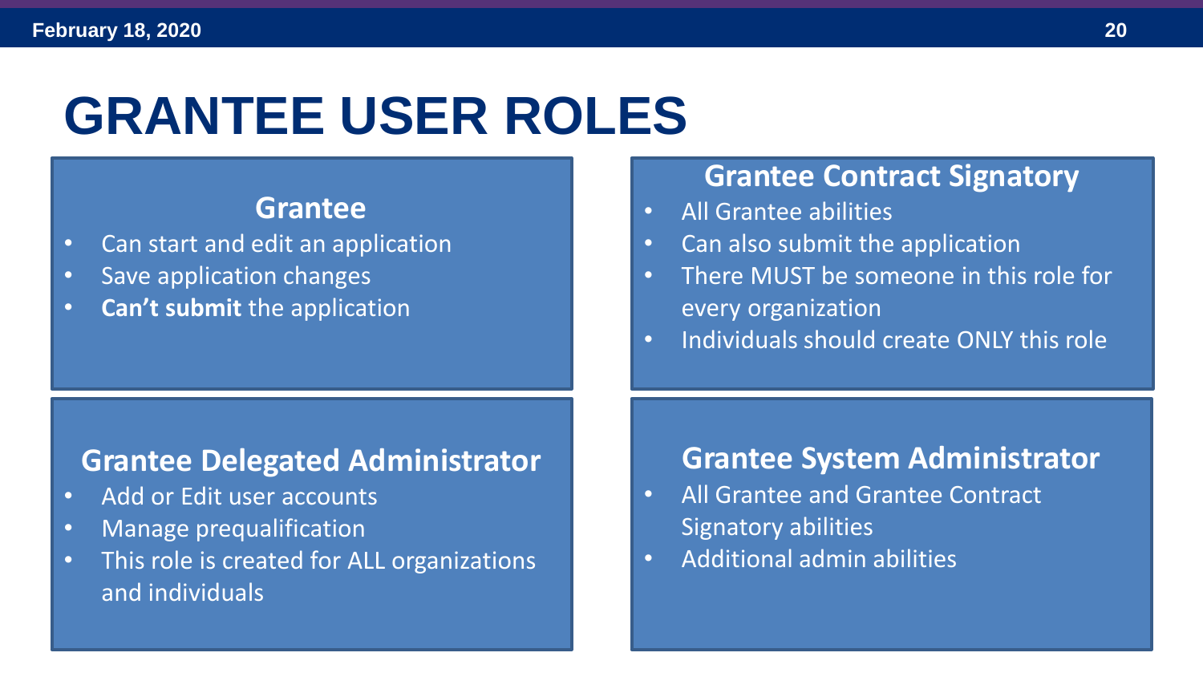# GRANTEE USER ROLES

## Grantee

- Can start and edit an application
- Save application changes
- **Can't submit** the application

## Grantee Contract Signatory

- All Grantee abilities
- Can also submit the application
- There MUST be someone in this role for every organization
- Individuals should create ONLY this role

## Grantee Delegated Administrator

- Add or Edit user accounts
- Manage prequalification
- This role is created for ALL organizations and individuals

## Grantee System Administrator

- All Grantee and Grantee Contract Signatory abilities
- Additional admin abilities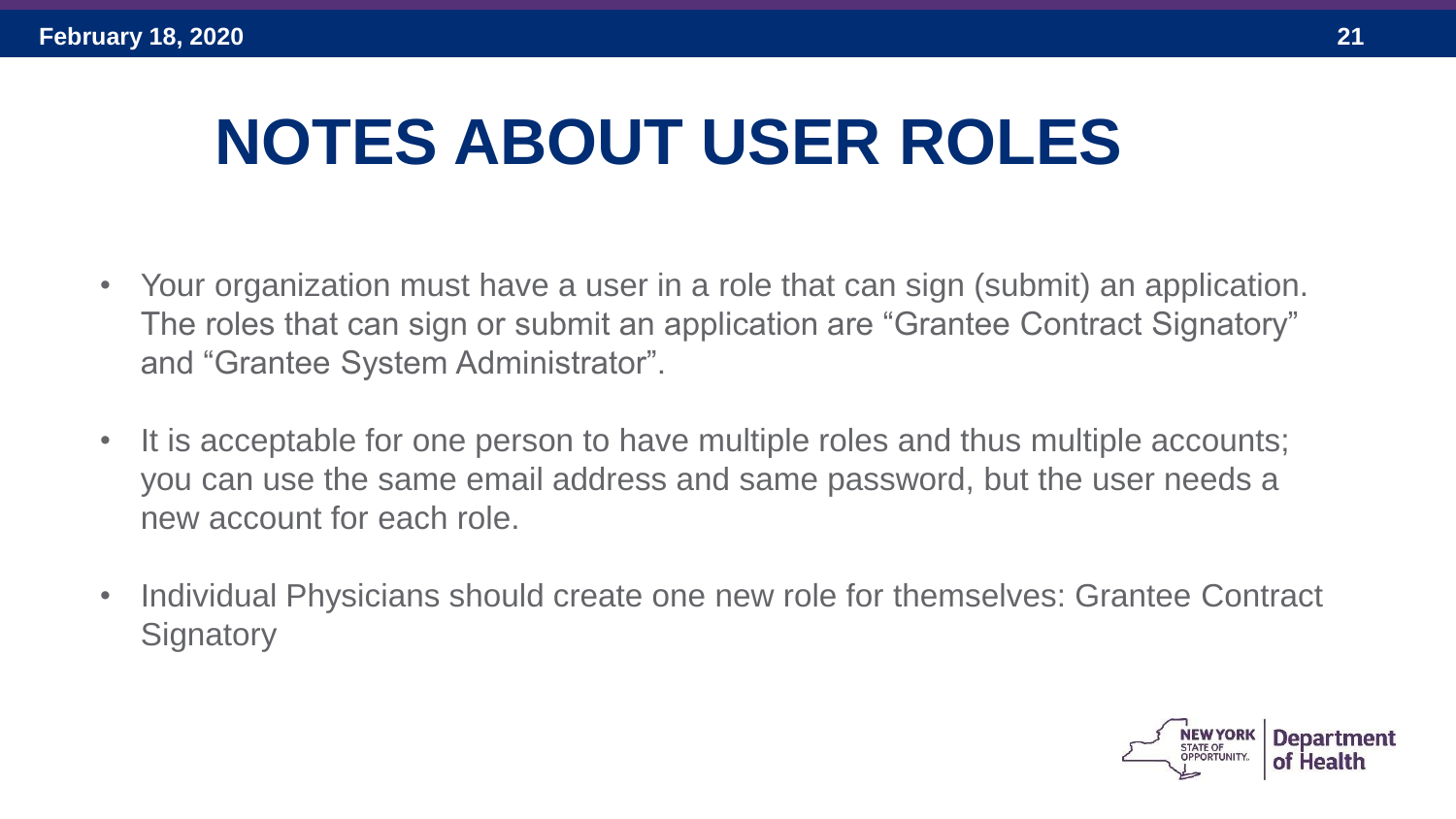# NOTES ABOUT USER ROLES

- Your organization must have a user in a role that can sign (submit) an application. The roles that can sign or submit an application are "Grantee Contract Signatory" and "Grantee System Administrator".
- It is acceptable for one person to have multiple roles and thus multiple accounts; you can use the same email address and same password, but the user needs a new account for each role.
- Individual Physicians should create one new role for themselves: Grantee Contract Signatory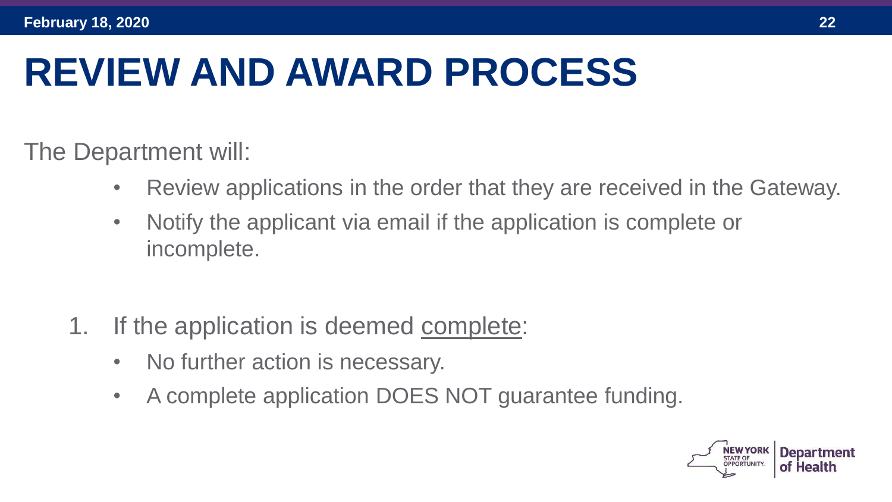# REVIEW AND AWARD PROCESS

The Department will:

- Review applications in the order that they are received in the Gateway.
- Notify the applicant via email if the application is complete or incomplete.

1. If the application is deemed complete:
   - No further action is necessary.
   - A complete application DOES NOT guarantee funding.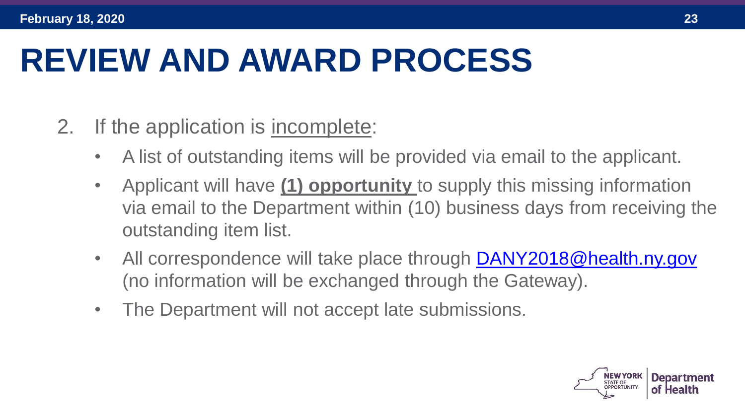# REVIEW AND AWARD PROCESS

2. If the application is incomplete:
   - A list of outstanding items will be provided via email to the applicant.
   - Applicant will have **(1) opportunity** to supply this missing information via email to the Department within (10) business days from receiving the outstanding item list.
   - All correspondence will take place through DANY2018@health.ny.gov (no information will be exchanged through the Gateway).
   - The Department will not accept late submissions.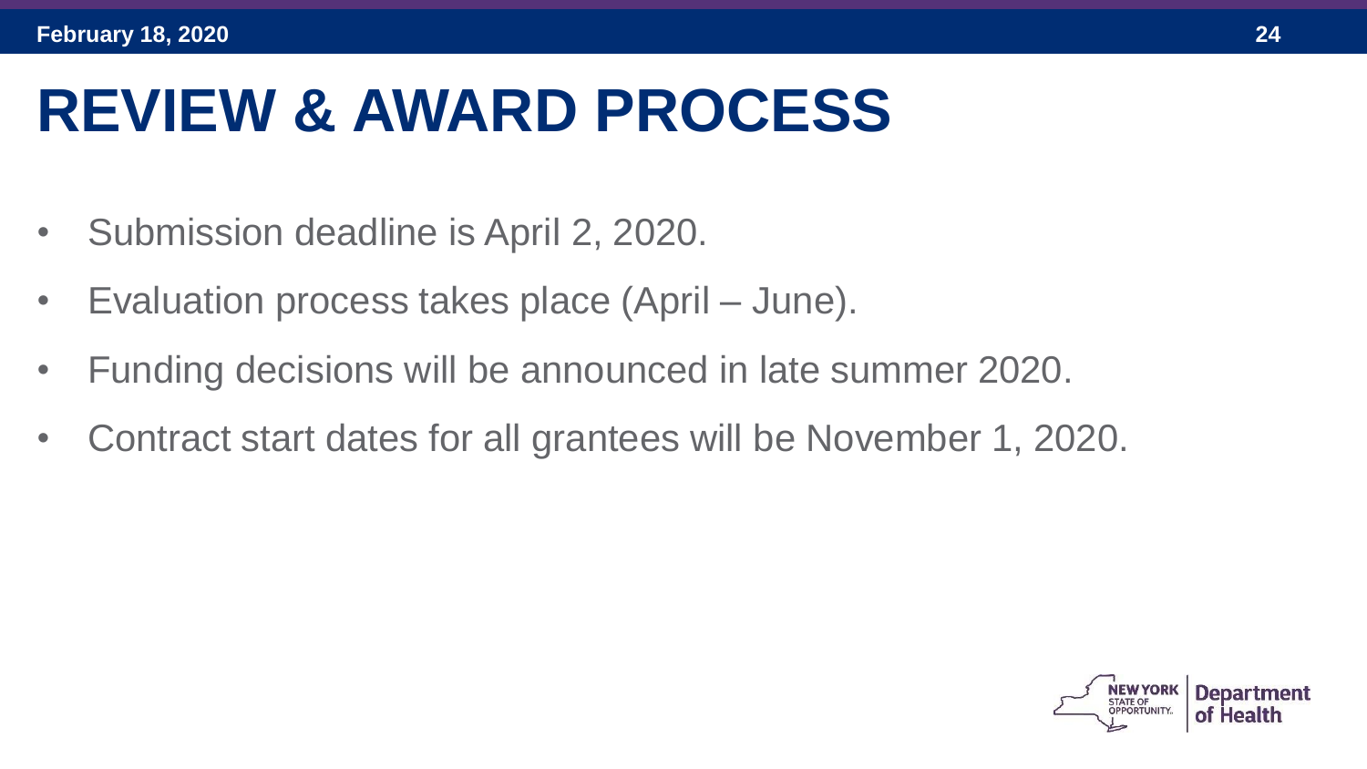# REVIEW & AWARD PROCESS

- Submission deadline is April 2, 2020.
- Evaluation process takes place (April – June).
- Funding decisions will be announced in late summer 2020.
- Contract start dates for all grantees will be November 1, 2020.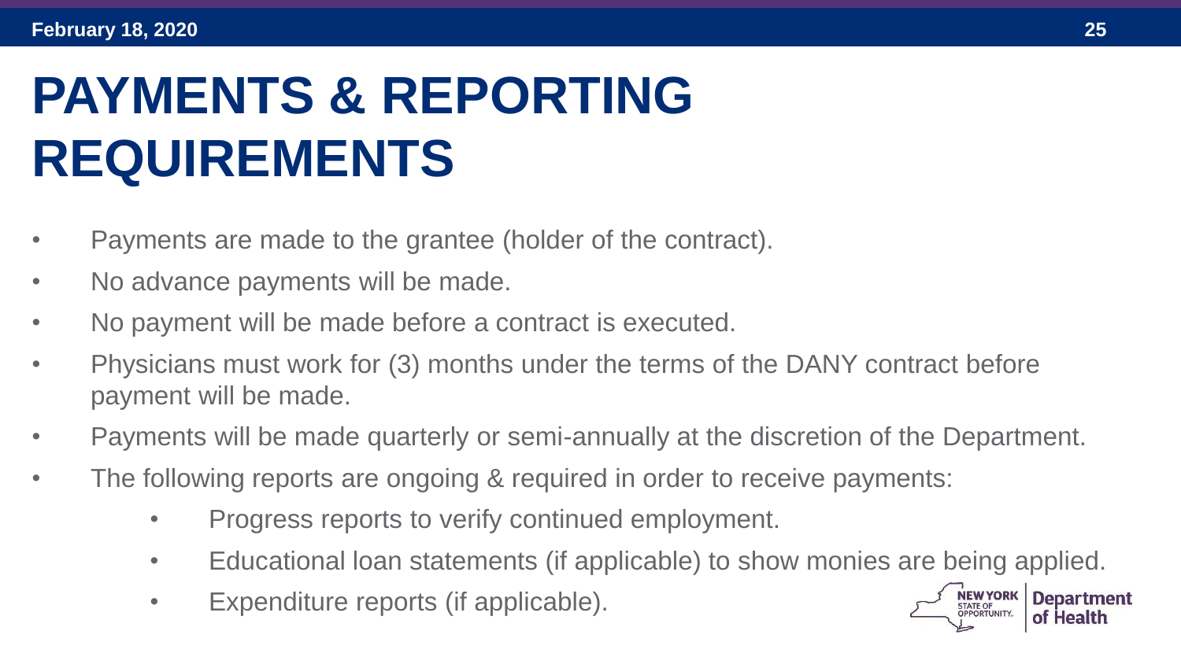# PAYMENTS & REPORTING REQUIREMENTS

- Payments are made to the grantee (holder of the contract).
- No advance payments will be made.
- No payment will be made before a contract is executed.
- Physicians must work for (3) months under the terms of the DANY contract before payment will be made.
- Payments will be made quarterly or semi-annually at the discretion of the Department.
- The following reports are ongoing & required in order to receive payments:
    - Progress reports to verify continued employment.
    - Educational loan statements (if applicable) to show monies are being applied.
    - Expenditure reports (if applicable).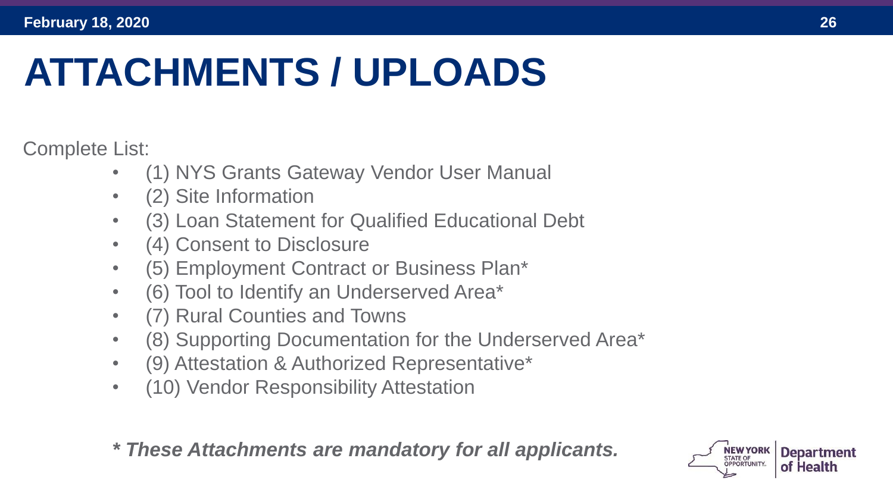# ATTACHMENTS / UPLOADS

Complete List:

- (1) NYS Grants Gateway Vendor User Manual
- (2) Site Information
- (3) Loan Statement for Qualified Educational Debt
- (4) Consent to Disclosure
- (5) Employment Contract or Business Plan*
- (6) Tool to Identify an Underserved Area*
- (7) Rural Counties and Towns
- (8) Supporting Documentation for the Underserved Area*
- (9) Attestation & Authorized Representative*
- (10) Vendor Responsibility Attestation

***These Attachments are mandatory for all applicants.***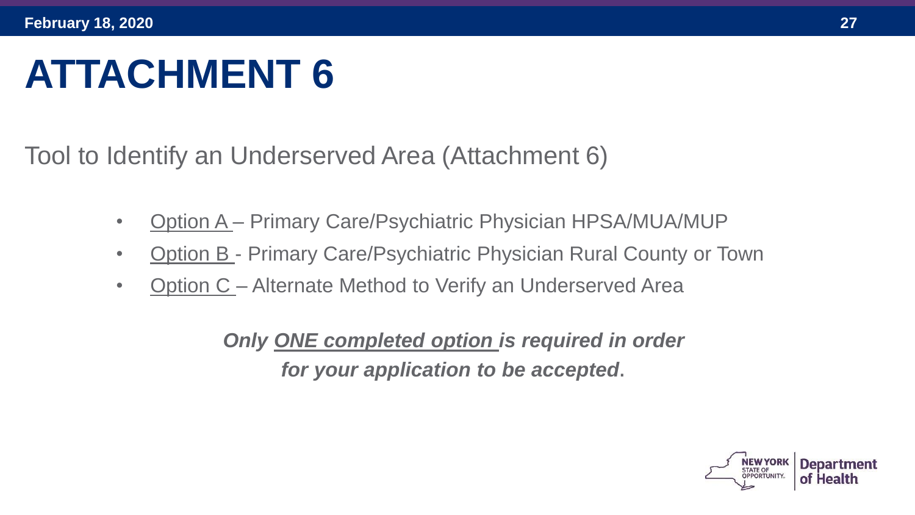# ATTACHMENT 6

Tool to Identify an Underserved Area (Attachment 6)

- Option A – Primary Care/Psychiatric Physician HPSA/MUA/MUP
- Option B - Primary Care/Psychiatric Physician Rural County or Town
- Option C – Alternate Method to Verify an Underserved Area

***Only ONE completed option is required in order for your application to be accepted*.**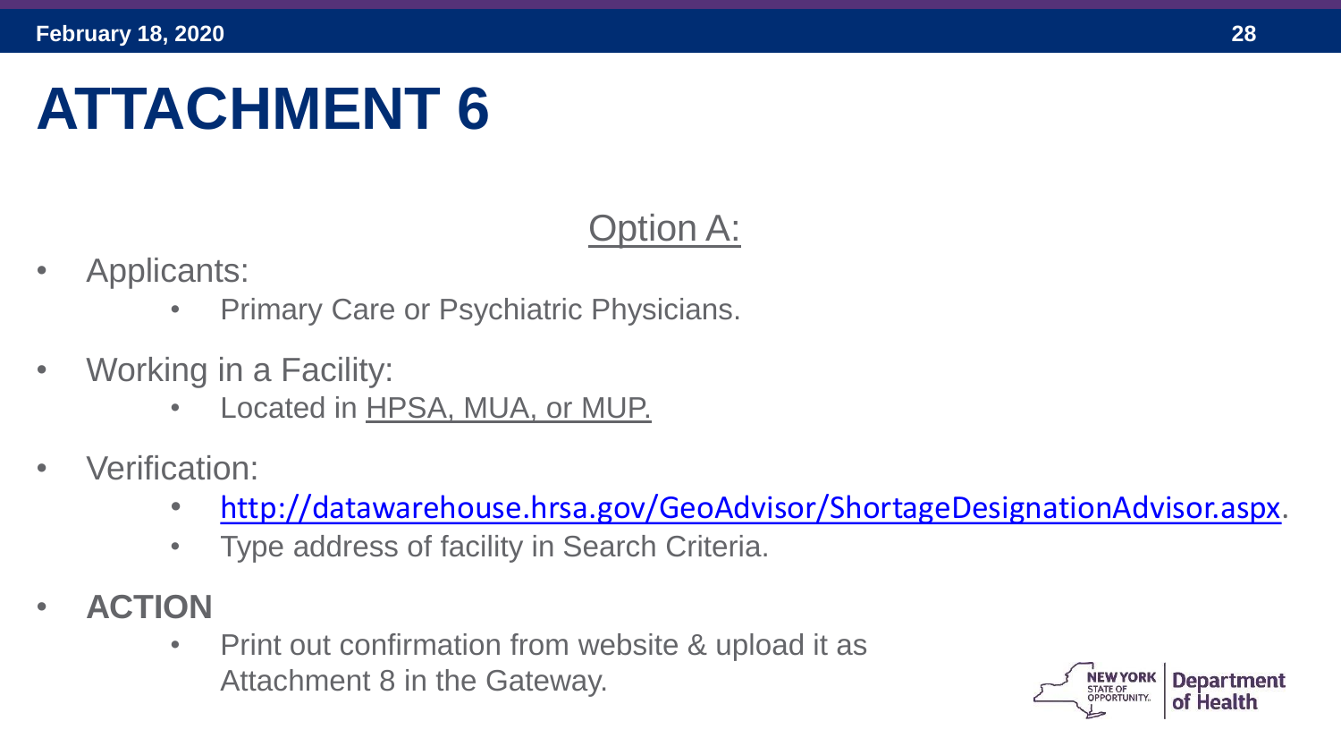# ATTACHMENT 6

Option A:

- Applicants:
  - Primary Care or Psychiatric Physicians.
- Working in a Facility:
  - Located in HPSA, MUA, or MUP.
- Verification:
  - http://datawarehouse.hrsa.gov/GeoAdvisor/ShortageDesignationAdvisor.aspx.
  - Type address of facility in Search Criteria.
- **ACTION**
  - Print out confirmation from website & upload it as Attachment 8 in the Gateway.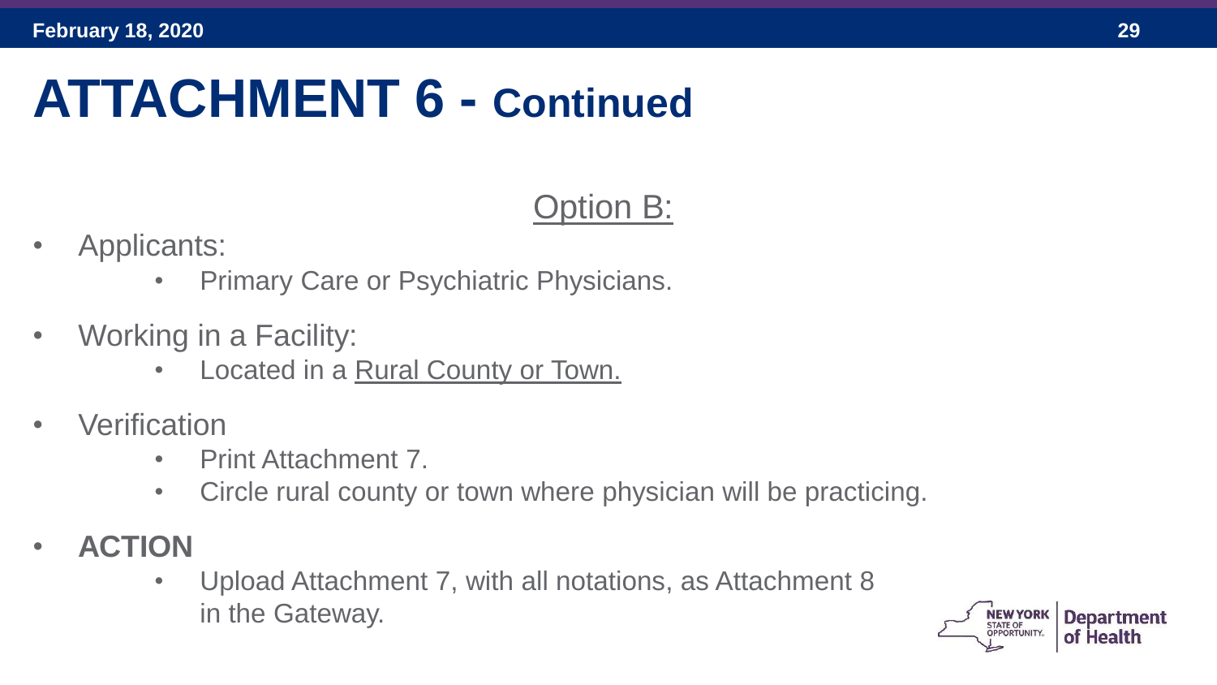# ATTACHMENT 6 - Continued

## Option B:

- Applicants:
  - Primary Care or Psychiatric Physicians.
- Working in a Facility:
  - Located in a Rural County or Town.
- Verification
  - Print Attachment 7.
  - Circle rural county or town where physician will be practicing.
- **ACTION**
  - Upload Attachment 7, with all notations, as Attachment 8 in the Gateway.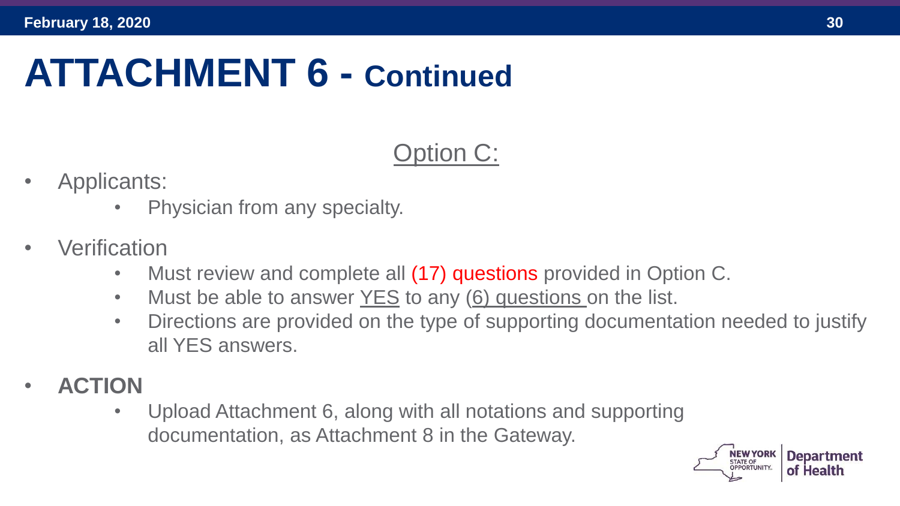# ATTACHMENT 6 - Continued

## Option C:

- Applicants:
  - Physician from any specialty.
- Verification
  - Must review and complete all (17) questions provided in Option C.
  - Must be able to answer YES to any (6) questions on the list.
  - Directions are provided on the type of supporting documentation needed to justify all YES answers.
- **ACTION**
  - Upload Attachment 6, along with all notations and supporting documentation, as Attachment 8 in the Gateway.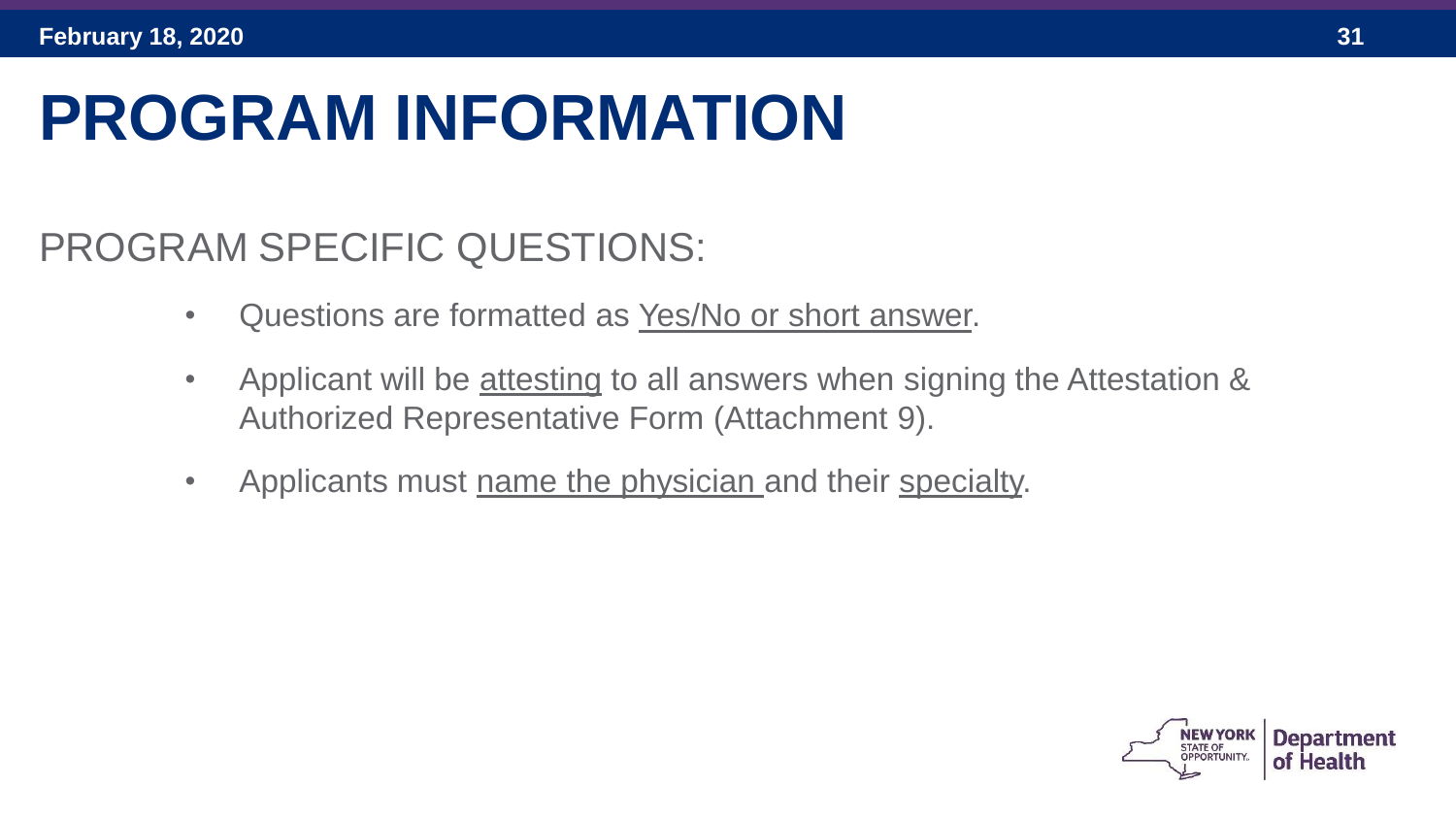# PROGRAM INFORMATION

## PROGRAM SPECIFIC QUESTIONS:

- Questions are formatted as Yes/No or short answer.
- Applicant will be attesting to all answers when signing the Attestation & Authorized Representative Form (Attachment 9).
- Applicants must name the physician and their specialty.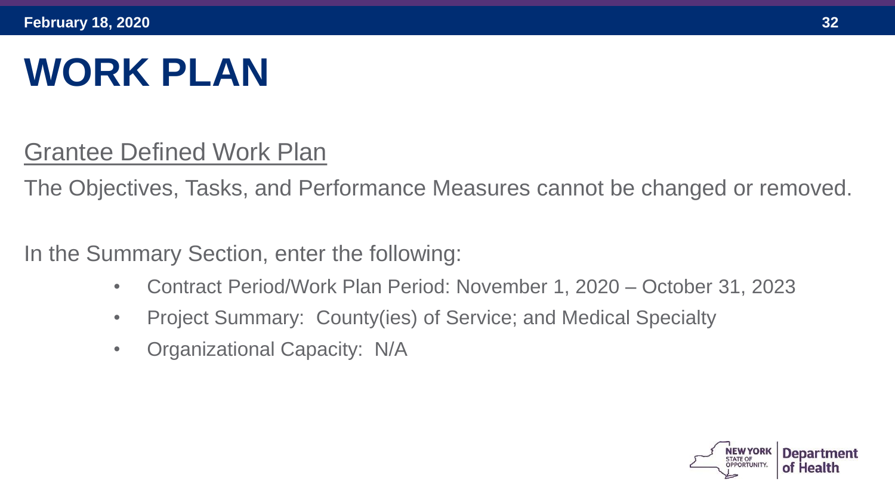# WORK PLAN

<u>Grantee Defined Work Plan</u>

The Objectives, Tasks, and Performance Measures cannot be changed or removed.

In the Summary Section, enter the following:

- Contract Period/Work Plan Period: November 1, 2020 – October 31, 2023
- Project Summary: County(ies) of Service; and Medical Specialty
- Organizational Capacity: N/A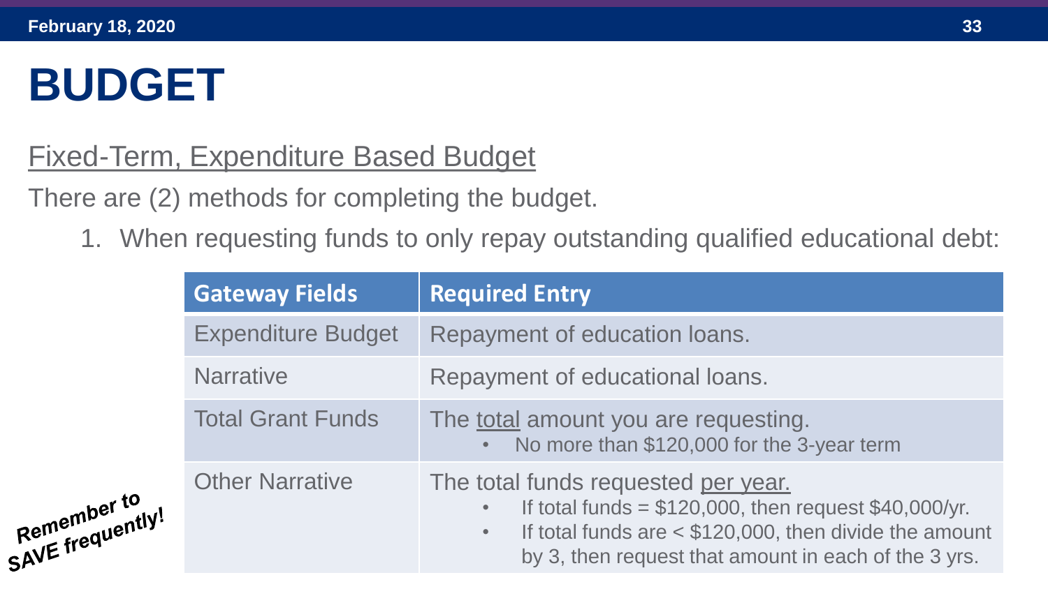# BUDGET

<u>Fixed-Term, Expenditure Based Budget</u>

There are (2) methods for completing the budget.

1. When requesting funds to only repay outstanding qualified educational debt:

| Gateway Fields | Required Entry |
|---|---|
| Expenditure Budget | Repayment of education loans. |
| Narrative | Repayment of educational loans. |
| Total Grant Funds | The <u>total</u> amount you are requesting.<br>• No more than $120,000 for the 3-year term |
| Other Narrative | The total funds requested <u>per year.</u><br>• If total funds = $120,000, then request $40,000/yr.<br>• If total funds are < $120,000, then divide the amount by 3, then request that amount in each of the 3 yrs. |

*Remember to SAVE frequently!*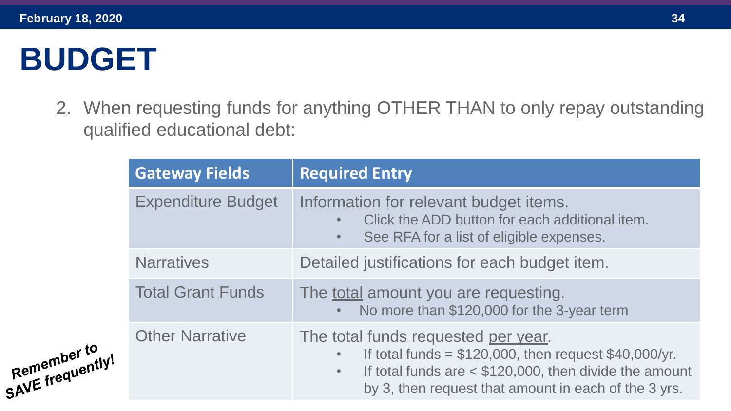# BUDGET

2. When requesting funds for anything OTHER THAN to only repay outstanding qualified educational debt:

| Gateway Fields | Required Entry |
| --- | --- |
| Expenditure Budget | Information for relevant budget items.<br>• Click the ADD button for each additional item.<br>• See RFA for a list of eligible expenses. |
| Narratives | Detailed justifications for each budget item. |
| Total Grant Funds | The <u>total</u> amount you are requesting.<br>• No more than $120,000 for the 3-year term |
| Other Narrative | The total funds requested <u>per year</u>.<br>• If total funds = $120,000, then request $40,000/yr.<br>• If total funds are < $120,000, then divide the amount by 3, then request that amount in each of the 3 yrs. |

***Remember to SAVE frequently!***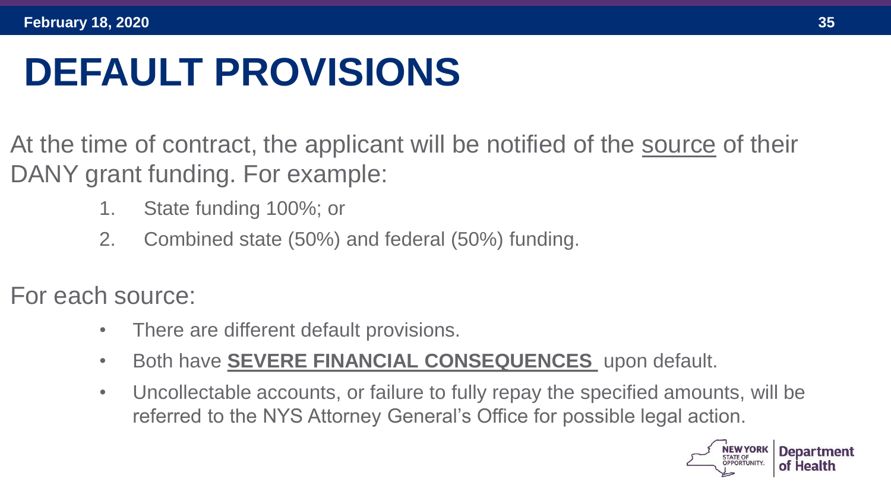# DEFAULT PROVISIONS

At the time of contract, the applicant will be notified of the <u>source</u> of their DANY grant funding. For example:

1. State funding 100%; or
2. Combined state (50%) and federal (50%) funding.

For each source:

- There are different default provisions.
- Both have **<u>SEVERE FINANCIAL CONSEQUENCES</u>** upon default.
- Uncollectable accounts, or failure to fully repay the specified amounts, will be referred to the NYS Attorney General's Office for possible legal action.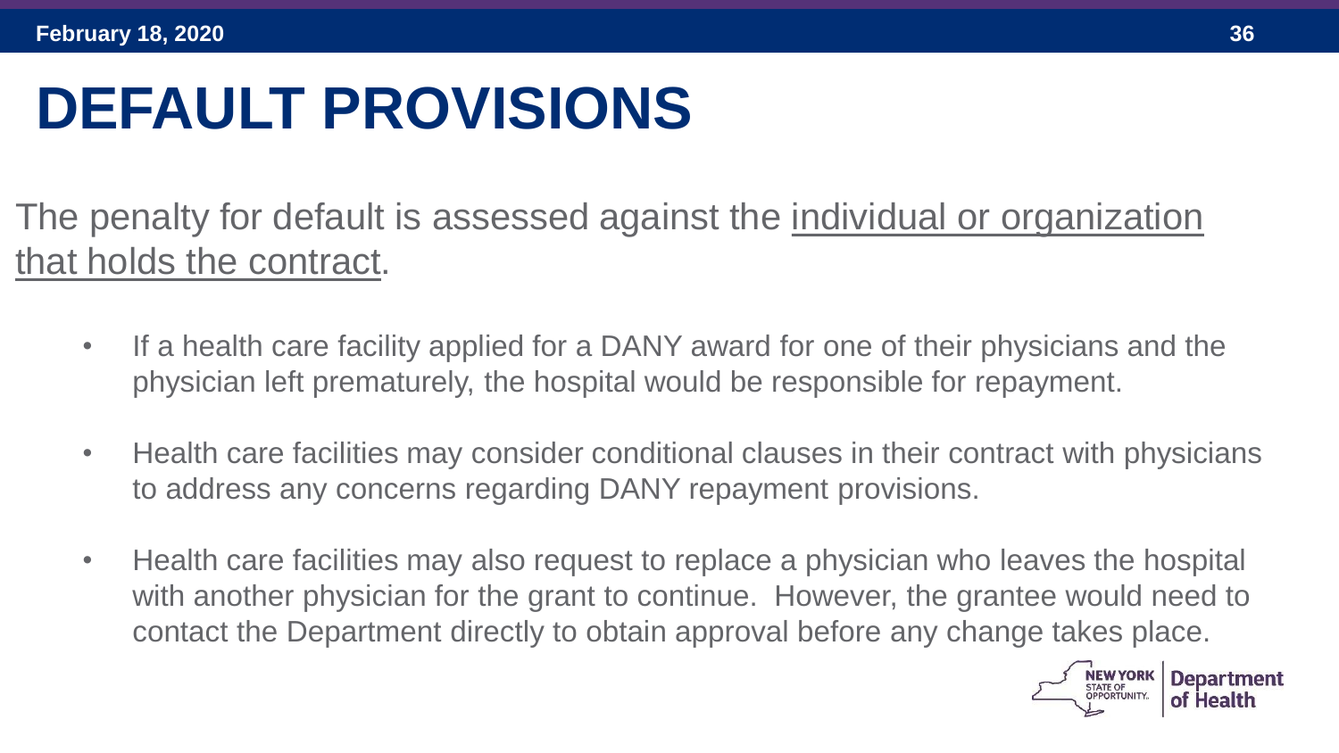# DEFAULT PROVISIONS

The penalty for default is assessed against the <u>individual or organization that holds the contract</u>.

- If a health care facility applied for a DANY award for one of their physicians and the physician left prematurely, the hospital would be responsible for repayment.
- Health care facilities may consider conditional clauses in their contract with physicians to address any concerns regarding DANY repayment provisions.
- Health care facilities may also request to replace a physician who leaves the hospital with another physician for the grant to continue. However, the grantee would need to contact the Department directly to obtain approval before any change takes place.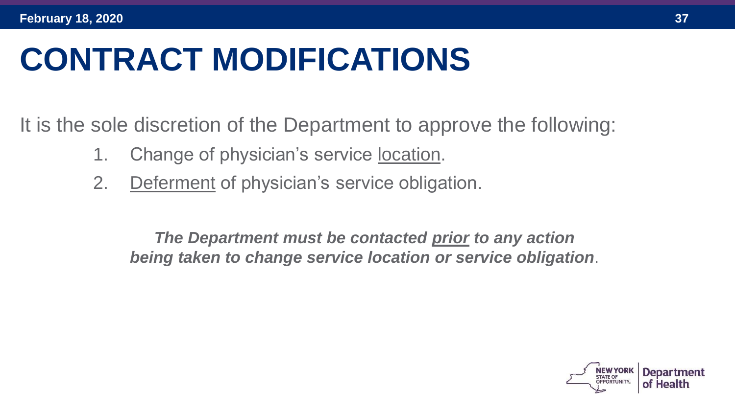# CONTRACT MODIFICATIONS

It is the sole discretion of the Department to approve the following:

1. Change of physician's service <u>location</u>.
2. <u>Deferment</u> of physician's service obligation.

***The Department must be contacted <u>prior</u> to any action being taken to change service location or service obligation***.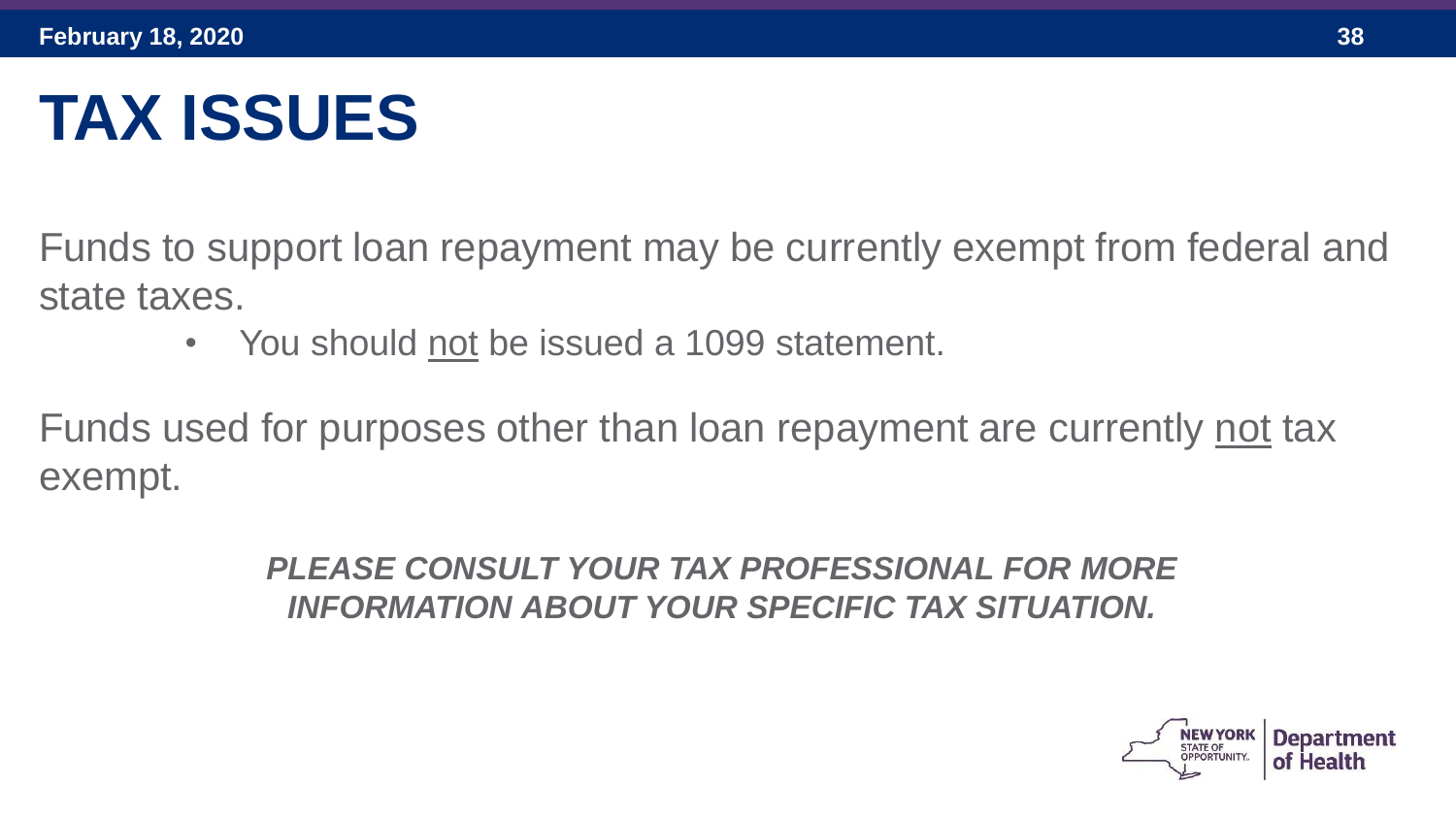# TAX ISSUES

Funds to support loan repayment may be currently exempt from federal and state taxes.

- You should <u>not</u> be issued a 1099 statement.

Funds used for purposes other than loan repayment are currently <u>not</u> tax exempt.

***PLEASE CONSULT YOUR TAX PROFESSIONAL FOR MORE INFORMATION ABOUT YOUR SPECIFIC TAX SITUATION.***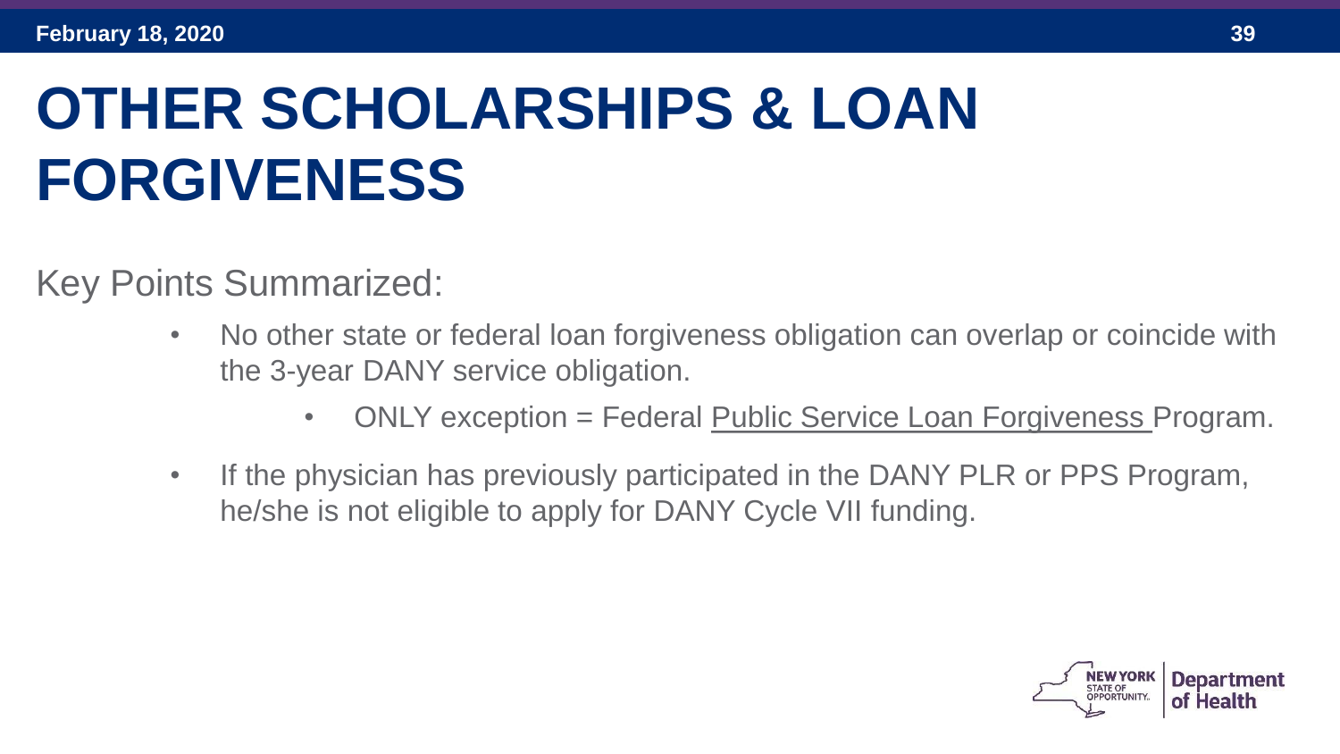# OTHER SCHOLARSHIPS & LOAN FORGIVENESS

Key Points Summarized:

- No other state or federal loan forgiveness obligation can overlap or coincide with the 3-year DANY service obligation.
    - ONLY exception = Federal Public Service Loan Forgiveness Program.
- If the physician has previously participated in the DANY PLR or PPS Program, he/she is not eligible to apply for DANY Cycle VII funding.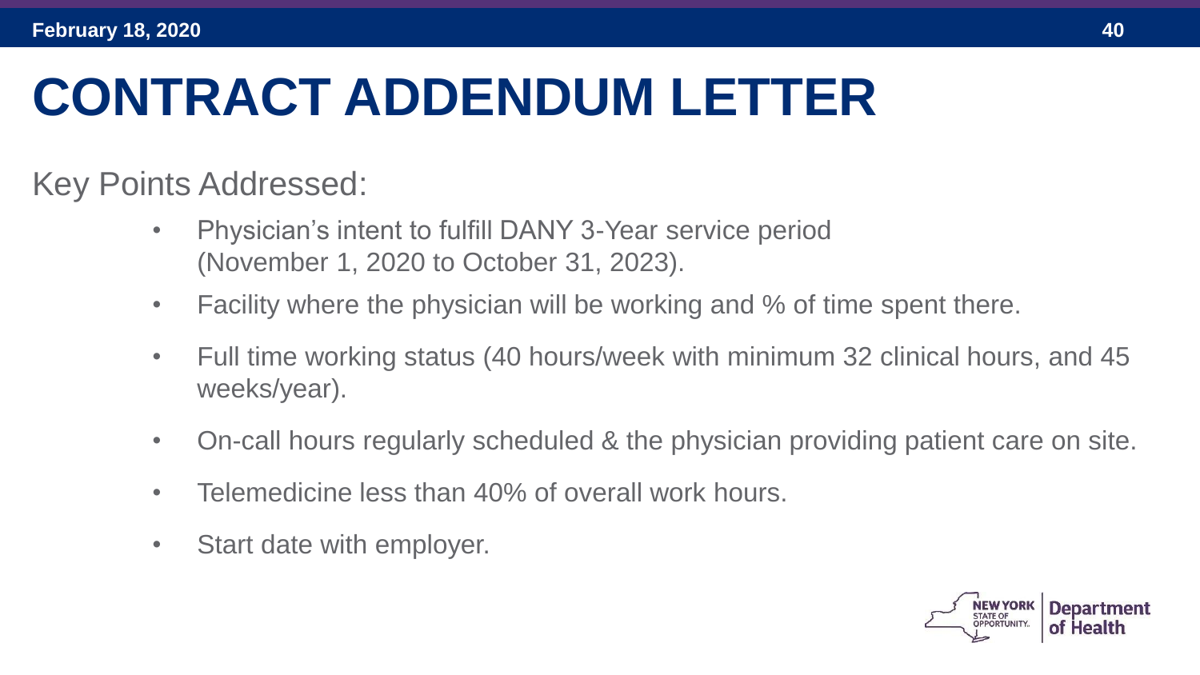# CONTRACT ADDENDUM LETTER

Key Points Addressed:

- Physician's intent to fulfill DANY 3-Year service period (November 1, 2020 to October 31, 2023).
- Facility where the physician will be working and % of time spent there.
- Full time working status (40 hours/week with minimum 32 clinical hours, and 45 weeks/year).
- On-call hours regularly scheduled & the physician providing patient care on site.
- Telemedicine less than 40% of overall work hours.
- Start date with employer.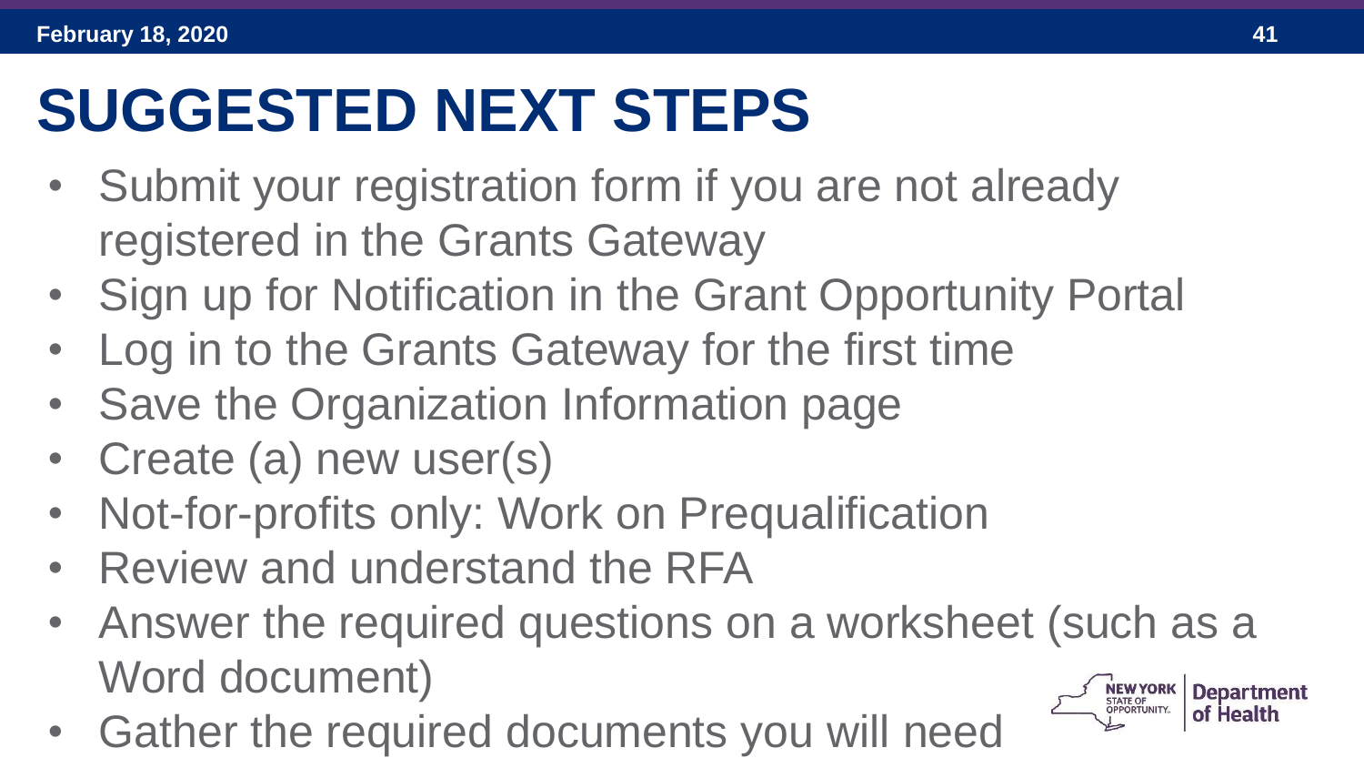# SUGGESTED NEXT STEPS

- Submit your registration form if you are not already registered in the Grants Gateway
- Sign up for Notification in the Grant Opportunity Portal
- Log in to the Grants Gateway for the first time
- Save the Organization Information page
- Create (a) new user(s)
- Not-for-profits only: Work on Prequalification
- Review and understand the RFA
- Answer the required questions on a worksheet (such as a Word document)
- Gather the required documents you will need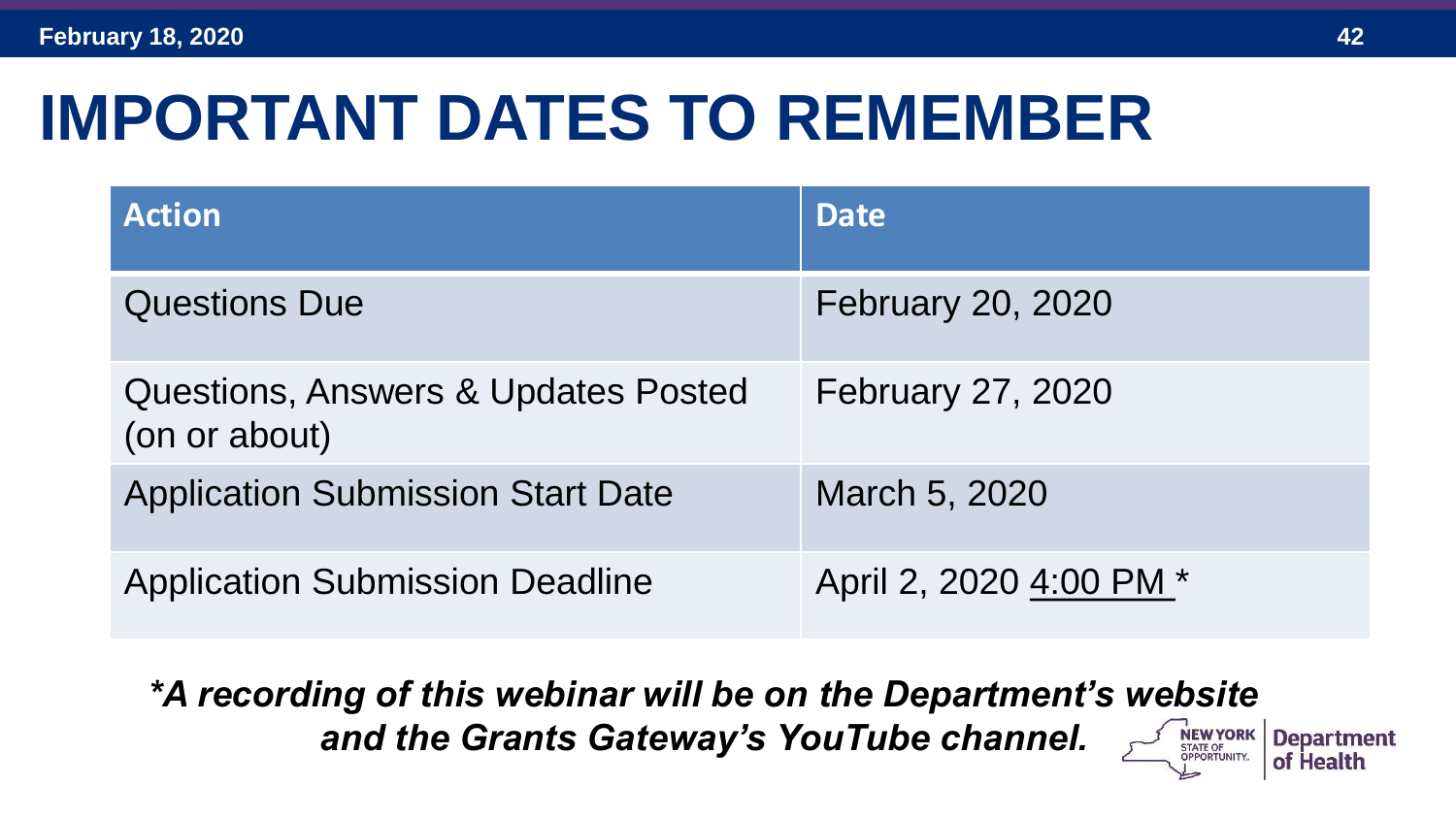# IMPORTANT DATES TO REMEMBER

| Action | Date |
|---|---|
| Questions Due | February 20, 2020 |
| Questions, Answers & Updates Posted (on or about) | February 27, 2020 |
| Application Submission Start Date | March 5, 2020 |
| Application Submission Deadline | April 2, 2020 4:00 PM * |

***A recording of this webinar will be on the Department's website and the Grants Gateway's YouTube channel.***

NEW YORK STATE OF OPPORTUNITY. Department of Health